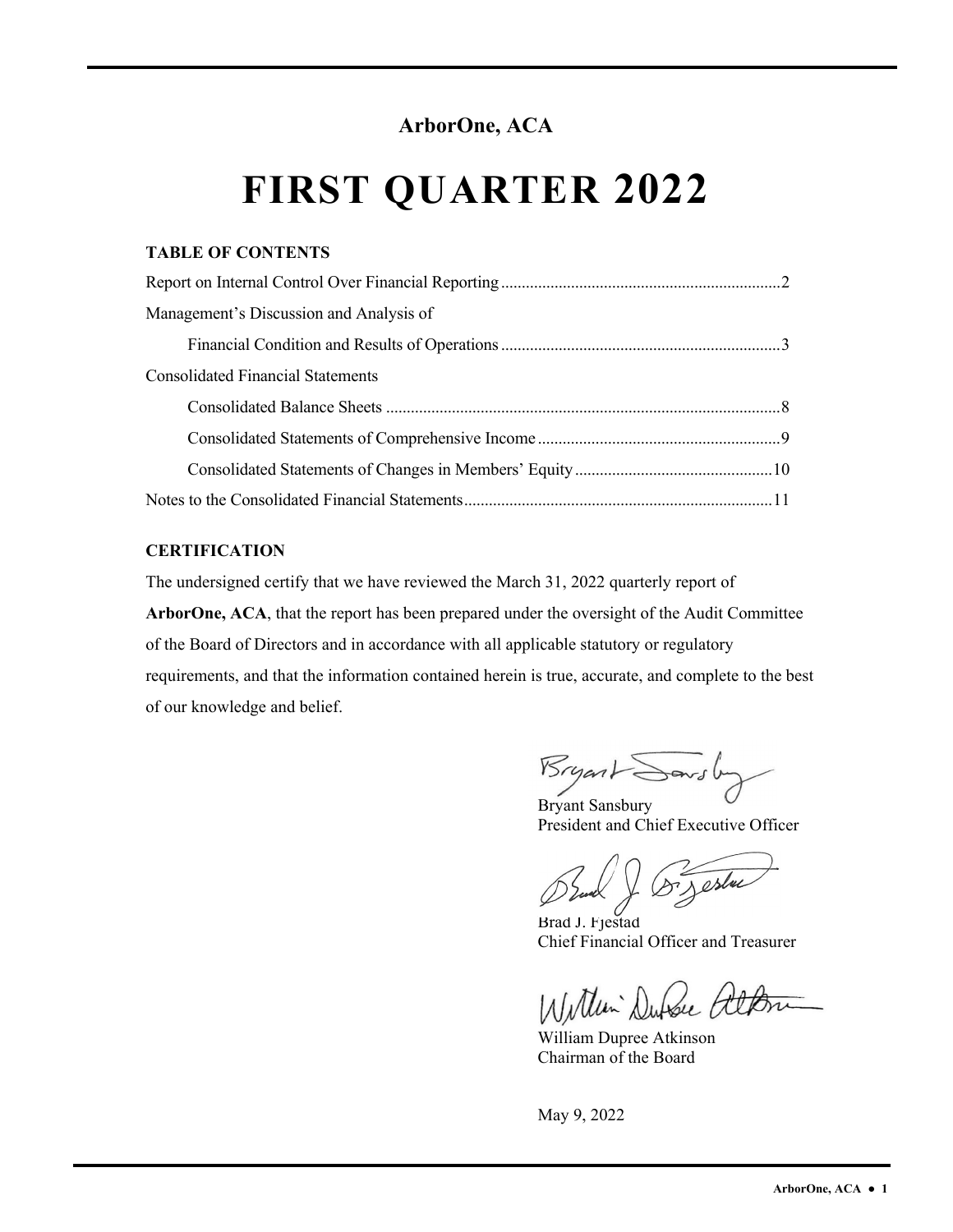**ArborOne, ACA**

# FIRST QUARTER 2022

**TABLE OF CONTENTS**

Report on Internal Control Over Financial Reporting .......... 2

Management's Discussion and Analysis of

Financial Condition and Results of Operations .......... 3

Consolidated Financial Statements

Consolidated Balance Sheets .......... 8

Consolidated Statements of Comprehensive Income .......... 9

Consolidated Statements of Changes in Members' Equity .......... 10

Notes to the Consolidated Financial Statements .......... 11

**CERTIFICATION**

The undersigned certify that we have reviewed the March 31, 2022 quarterly report of **ArborOne, ACA**, that the report has been prepared under the oversight of the Audit Committee of the Board of Directors and in accordance with all applicable statutory or regulatory requirements, and that the information contained herein is true, accurate, and complete to the best of our knowledge and belief.

Bryant Sansbury
President and Chief Executive Officer

Brad J. Fjestad
Chief Financial Officer and Treasurer

William Dupree Atkinson
Chairman of the Board

May 9, 2022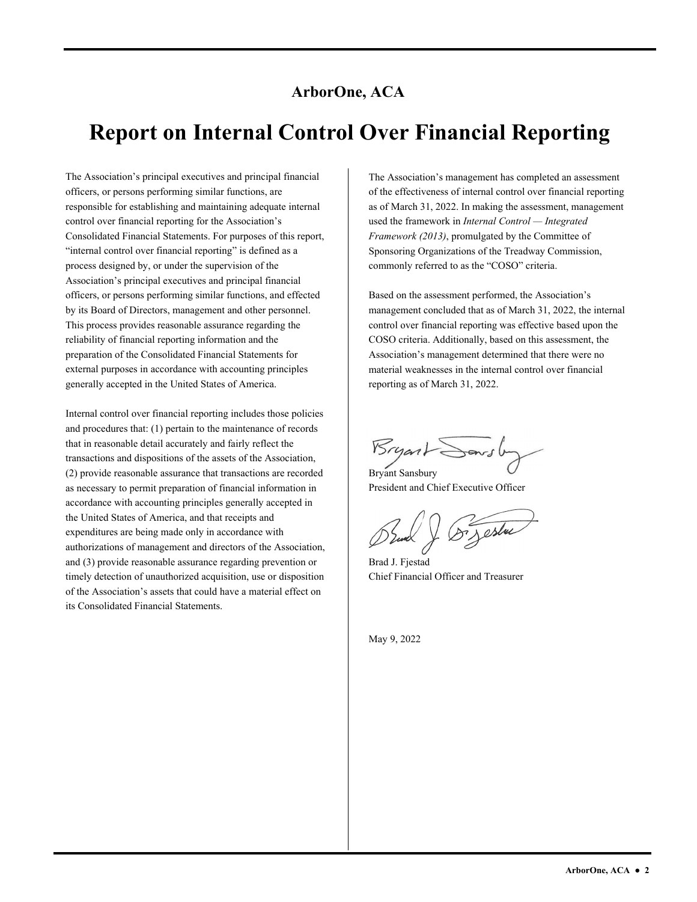## ArborOne, ACA

# Report on Internal Control Over Financial Reporting

The Association's principal executives and principal financial officers, or persons performing similar functions, are responsible for establishing and maintaining adequate internal control over financial reporting for the Association's Consolidated Financial Statements. For purposes of this report, "internal control over financial reporting" is defined as a process designed by, or under the supervision of the Association's principal executives and principal financial officers, or persons performing similar functions, and effected by its Board of Directors, management and other personnel. This process provides reasonable assurance regarding the reliability of financial reporting information and the preparation of the Consolidated Financial Statements for external purposes in accordance with accounting principles generally accepted in the United States of America.

Internal control over financial reporting includes those policies and procedures that: (1) pertain to the maintenance of records that in reasonable detail accurately and fairly reflect the transactions and dispositions of the assets of the Association, (2) provide reasonable assurance that transactions are recorded as necessary to permit preparation of financial information in accordance with accounting principles generally accepted in the United States of America, and that receipts and expenditures are being made only in accordance with authorizations of management and directors of the Association, and (3) provide reasonable assurance regarding prevention or timely detection of unauthorized acquisition, use or disposition of the Association's assets that could have a material effect on its Consolidated Financial Statements.

The Association's management has completed an assessment of the effectiveness of internal control over financial reporting as of March 31, 2022. In making the assessment, management used the framework in *Internal Control — Integrated Framework (2013)*, promulgated by the Committee of Sponsoring Organizations of the Treadway Commission, commonly referred to as the "COSO" criteria.

Based on the assessment performed, the Association's management concluded that as of March 31, 2022, the internal control over financial reporting was effective based upon the COSO criteria. Additionally, based on this assessment, the Association's management determined that there were no material weaknesses in the internal control over financial reporting as of March 31, 2022.

Bryant Sansbury
President and Chief Executive Officer

Brad J. Fjestad
Chief Financial Officer and Treasurer

May 9, 2022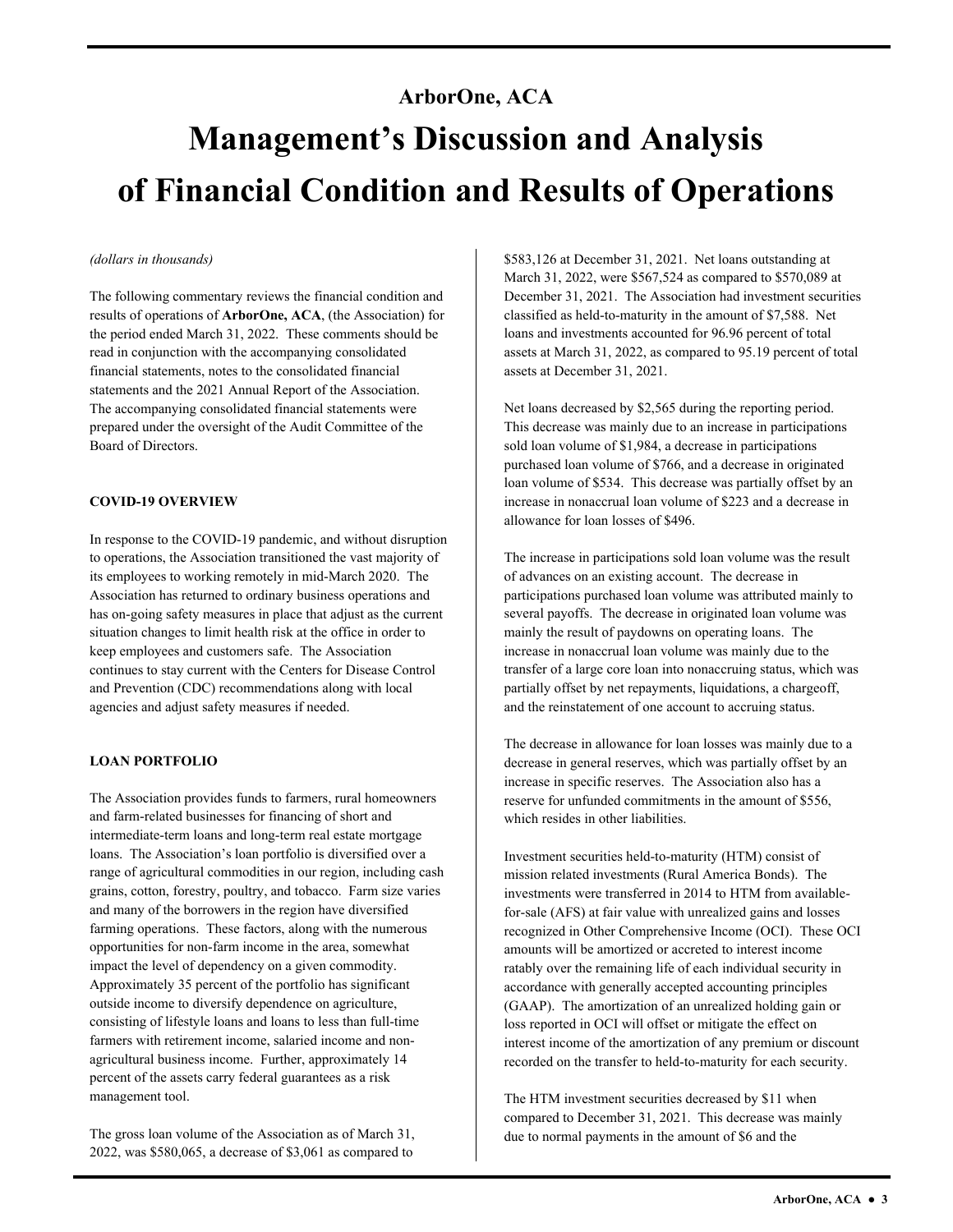ArborOne, ACA

# Management's Discussion and Analysis of Financial Condition and Results of Operations

*(dollars in thousands)*

The following commentary reviews the financial condition and results of operations of **ArborOne, ACA**, (the Association) for the period ended March 31, 2022. These comments should be read in conjunction with the accompanying consolidated financial statements, notes to the consolidated financial statements and the 2021 Annual Report of the Association. The accompanying consolidated financial statements were prepared under the oversight of the Audit Committee of the Board of Directors.

**COVID-19 OVERVIEW**

In response to the COVID-19 pandemic, and without disruption to operations, the Association transitioned the vast majority of its employees to working remotely in mid-March 2020. The Association has returned to ordinary business operations and has on-going safety measures in place that adjust as the current situation changes to limit health risk at the office in order to keep employees and customers safe. The Association continues to stay current with the Centers for Disease Control and Prevention (CDC) recommendations along with local agencies and adjust safety measures if needed.

**LOAN PORTFOLIO**

The Association provides funds to farmers, rural homeowners and farm-related businesses for financing of short and intermediate-term loans and long-term real estate mortgage loans. The Association's loan portfolio is diversified over a range of agricultural commodities in our region, including cash grains, cotton, forestry, poultry, and tobacco. Farm size varies and many of the borrowers in the region have diversified farming operations. These factors, along with the numerous opportunities for non-farm income in the area, somewhat impact the level of dependency on a given commodity. Approximately 35 percent of the portfolio has significant outside income to diversify dependence on agriculture, consisting of lifestyle loans and loans to less than full-time farmers with retirement income, salaried income and non-agricultural business income. Further, approximately 14 percent of the assets carry federal guarantees as a risk management tool.

The gross loan volume of the Association as of March 31, 2022, was $580,065, a decrease of $3,061 as compared to $583,126 at December 31, 2021. Net loans outstanding at March 31, 2022, were $567,524 as compared to $570,089 at December 31, 2021. The Association had investment securities classified as held-to-maturity in the amount of $7,588. Net loans and investments accounted for 96.96 percent of total assets at March 31, 2022, as compared to 95.19 percent of total assets at December 31, 2021.

Net loans decreased by $2,565 during the reporting period. This decrease was mainly due to an increase in participations sold loan volume of $1,984, a decrease in participations purchased loan volume of $766, and a decrease in originated loan volume of $534. This decrease was partially offset by an increase in nonaccrual loan volume of $223 and a decrease in allowance for loan losses of $496.

The increase in participations sold loan volume was the result of advances on an existing account. The decrease in participations purchased loan volume was attributed mainly to several payoffs. The decrease in originated loan volume was mainly the result of paydowns on operating loans. The increase in nonaccrual loan volume was mainly due to the transfer of a large core loan into nonaccruing status, which was partially offset by net repayments, liquidations, a chargeoff, and the reinstatement of one account to accruing status.

The decrease in allowance for loan losses was mainly due to a decrease in general reserves, which was partially offset by an increase in specific reserves. The Association also has a reserve for unfunded commitments in the amount of $556, which resides in other liabilities.

Investment securities held-to-maturity (HTM) consist of mission related investments (Rural America Bonds). The investments were transferred in 2014 to HTM from available-for-sale (AFS) at fair value with unrealized gains and losses recognized in Other Comprehensive Income (OCI). These OCI amounts will be amortized or accreted to interest income ratably over the remaining life of each individual security in accordance with generally accepted accounting principles (GAAP). The amortization of an unrealized holding gain or loss reported in OCI will offset or mitigate the effect on interest income of the amortization of any premium or discount recorded on the transfer to held-to-maturity for each security.

The HTM investment securities decreased by $11 when compared to December 31, 2021. This decrease was mainly due to normal payments in the amount of $6 and the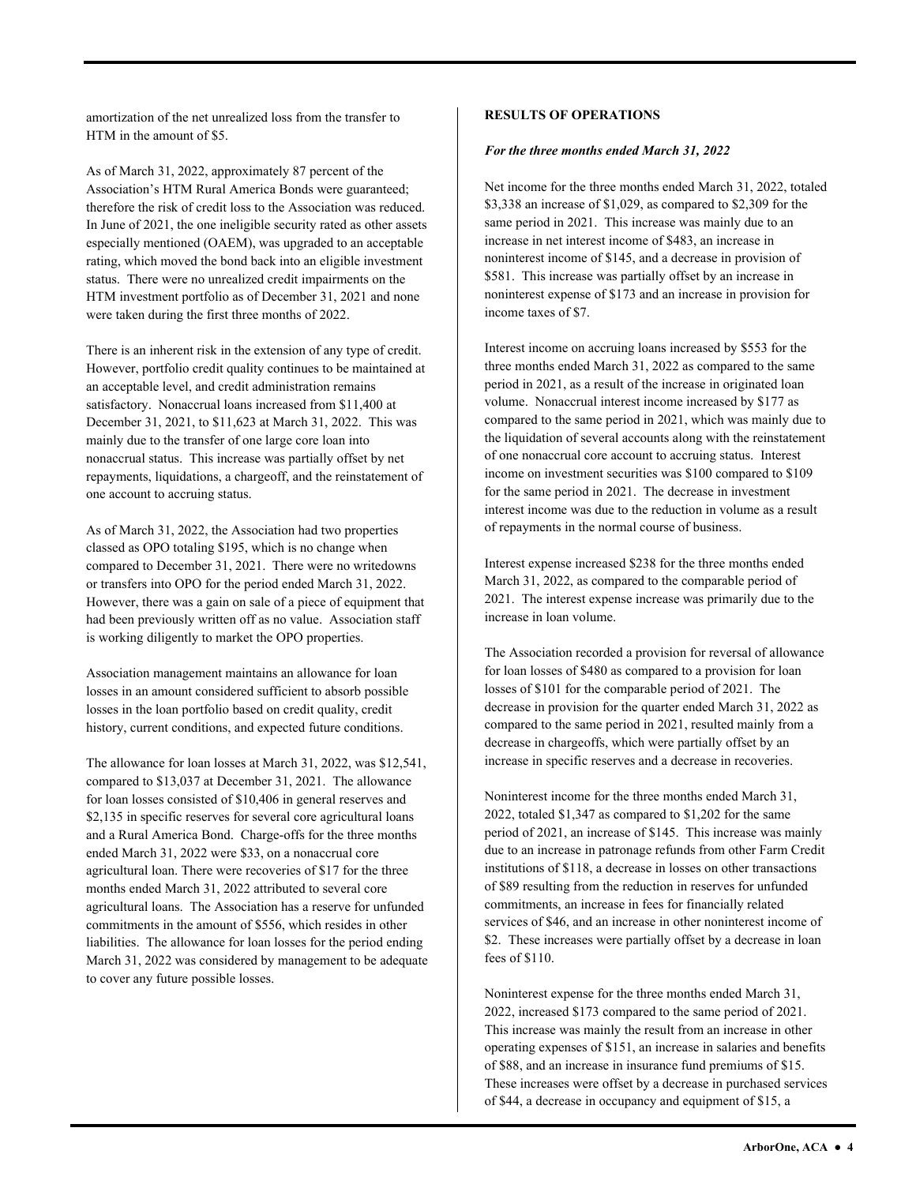amortization of the net unrealized loss from the transfer to HTM in the amount of $5.

As of March 31, 2022, approximately 87 percent of the Association's HTM Rural America Bonds were guaranteed; therefore the risk of credit loss to the Association was reduced. In June of 2021, the one ineligible security rated as other assets especially mentioned (OAEM), was upgraded to an acceptable rating, which moved the bond back into an eligible investment status. There were no unrealized credit impairments on the HTM investment portfolio as of December 31, 2021 and none were taken during the first three months of 2022.

There is an inherent risk in the extension of any type of credit. However, portfolio credit quality continues to be maintained at an acceptable level, and credit administration remains satisfactory. Nonaccrual loans increased from $11,400 at December 31, 2021, to $11,623 at March 31, 2022. This was mainly due to the transfer of one large core loan into nonaccrual status. This increase was partially offset by net repayments, liquidations, a chargeoff, and the reinstatement of one account to accruing status.

As of March 31, 2022, the Association had two properties classed as OPO totaling $195, which is no change when compared to December 31, 2021. There were no writedowns or transfers into OPO for the period ended March 31, 2022. However, there was a gain on sale of a piece of equipment that had been previously written off as no value. Association staff is working diligently to market the OPO properties.

Association management maintains an allowance for loan losses in an amount considered sufficient to absorb possible losses in the loan portfolio based on credit quality, credit history, current conditions, and expected future conditions.

The allowance for loan losses at March 31, 2022, was $12,541, compared to $13,037 at December 31, 2021. The allowance for loan losses consisted of $10,406 in general reserves and $2,135 in specific reserves for several core agricultural loans and a Rural America Bond. Charge-offs for the three months ended March 31, 2022 were $33, on a nonaccrual core agricultural loan. There were recoveries of $17 for the three months ended March 31, 2022 attributed to several core agricultural loans. The Association has a reserve for unfunded commitments in the amount of $556, which resides in other liabilities. The allowance for loan losses for the period ending March 31, 2022 was considered by management to be adequate to cover any future possible losses.

**RESULTS OF OPERATIONS**

***For the three months ended March 31, 2022***

Net income for the three months ended March 31, 2022, totaled $3,338 an increase of $1,029, as compared to $2,309 for the same period in 2021. This increase was mainly due to an increase in net interest income of $483, an increase in noninterest income of $145, and a decrease in provision of $581. This increase was partially offset by an increase in noninterest expense of $173 and an increase in provision for income taxes of $7.

Interest income on accruing loans increased by $553 for the three months ended March 31, 2022 as compared to the same period in 2021, as a result of the increase in originated loan volume. Nonaccrual interest income increased by $177 as compared to the same period in 2021, which was mainly due to the liquidation of several accounts along with the reinstatement of one nonaccrual core account to accruing status. Interest income on investment securities was $100 compared to $109 for the same period in 2021. The decrease in investment interest income was due to the reduction in volume as a result of repayments in the normal course of business.

Interest expense increased $238 for the three months ended March 31, 2022, as compared to the comparable period of 2021. The interest expense increase was primarily due to the increase in loan volume.

The Association recorded a provision for reversal of allowance for loan losses of $480 as compared to a provision for loan losses of $101 for the comparable period of 2021. The decrease in provision for the quarter ended March 31, 2022 as compared to the same period in 2021, resulted mainly from a decrease in chargeoffs, which were partially offset by an increase in specific reserves and a decrease in recoveries.

Noninterest income for the three months ended March 31, 2022, totaled $1,347 as compared to $1,202 for the same period of 2021, an increase of $145. This increase was mainly due to an increase in patronage refunds from other Farm Credit institutions of $118, a decrease in losses on other transactions of $89 resulting from the reduction in reserves for unfunded commitments, an increase in fees for financially related services of $46, and an increase in other noninterest income of $2. These increases were partially offset by a decrease in loan fees of $110.

Noninterest expense for the three months ended March 31, 2022, increased $173 compared to the same period of 2021. This increase was mainly the result from an increase in other operating expenses of $151, an increase in salaries and benefits of $88, and an increase in insurance fund premiums of $15. These increases were offset by a decrease in purchased services of $44, a decrease in occupancy and equipment of $15, a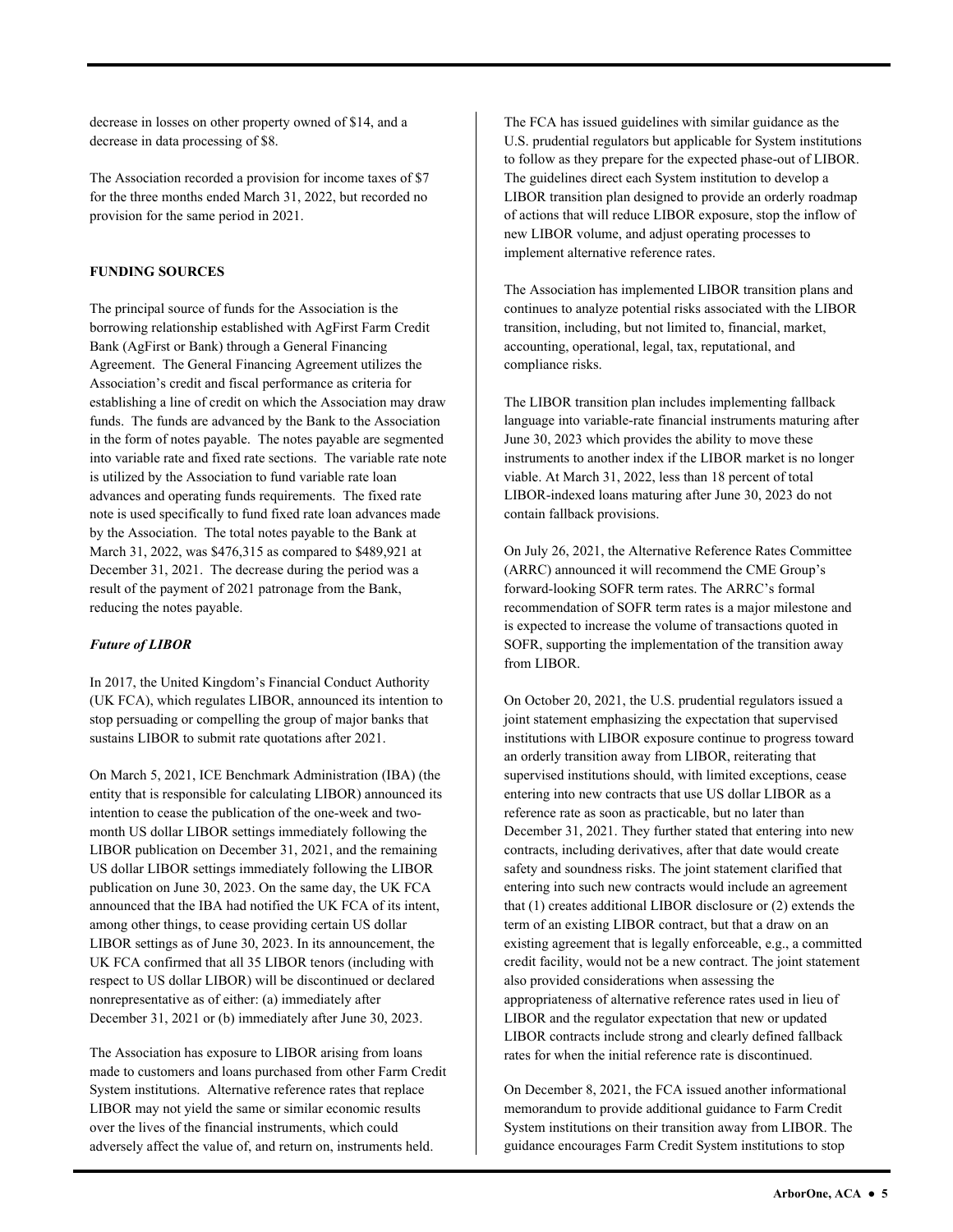decrease in losses on other property owned of $14, and a decrease in data processing of $8.

The Association recorded a provision for income taxes of $7 for the three months ended March 31, 2022, but recorded no provision for the same period in 2021.

**FUNDING SOURCES**

The principal source of funds for the Association is the borrowing relationship established with AgFirst Farm Credit Bank (AgFirst or Bank) through a General Financing Agreement. The General Financing Agreement utilizes the Association's credit and fiscal performance as criteria for establishing a line of credit on which the Association may draw funds. The funds are advanced by the Bank to the Association in the form of notes payable. The notes payable are segmented into variable rate and fixed rate sections. The variable rate note is utilized by the Association to fund variable rate loan advances and operating funds requirements. The fixed rate note is used specifically to fund fixed rate loan advances made by the Association. The total notes payable to the Bank at March 31, 2022, was $476,315 as compared to $489,921 at December 31, 2021. The decrease during the period was a result of the payment of 2021 patronage from the Bank, reducing the notes payable.

***Future of LIBOR***

In 2017, the United Kingdom's Financial Conduct Authority (UK FCA), which regulates LIBOR, announced its intention to stop persuading or compelling the group of major banks that sustains LIBOR to submit rate quotations after 2021.

On March 5, 2021, ICE Benchmark Administration (IBA) (the entity that is responsible for calculating LIBOR) announced its intention to cease the publication of the one-week and two-month US dollar LIBOR settings immediately following the LIBOR publication on December 31, 2021, and the remaining US dollar LIBOR settings immediately following the LIBOR publication on June 30, 2023. On the same day, the UK FCA announced that the IBA had notified the UK FCA of its intent, among other things, to cease providing certain US dollar LIBOR settings as of June 30, 2023. In its announcement, the UK FCA confirmed that all 35 LIBOR tenors (including with respect to US dollar LIBOR) will be discontinued or declared nonrepresentative as of either: (a) immediately after December 31, 2021 or (b) immediately after June 30, 2023.

The Association has exposure to LIBOR arising from loans made to customers and loans purchased from other Farm Credit System institutions. Alternative reference rates that replace LIBOR may not yield the same or similar economic results over the lives of the financial instruments, which could adversely affect the value of, and return on, instruments held.

The FCA has issued guidelines with similar guidance as the U.S. prudential regulators but applicable for System institutions to follow as they prepare for the expected phase-out of LIBOR. The guidelines direct each System institution to develop a LIBOR transition plan designed to provide an orderly roadmap of actions that will reduce LIBOR exposure, stop the inflow of new LIBOR volume, and adjust operating processes to implement alternative reference rates.

The Association has implemented LIBOR transition plans and continues to analyze potential risks associated with the LIBOR transition, including, but not limited to, financial, market, accounting, operational, legal, tax, reputational, and compliance risks.

The LIBOR transition plan includes implementing fallback language into variable-rate financial instruments maturing after June 30, 2023 which provides the ability to move these instruments to another index if the LIBOR market is no longer viable. At March 31, 2022, less than 18 percent of total LIBOR-indexed loans maturing after June 30, 2023 do not contain fallback provisions.

On July 26, 2021, the Alternative Reference Rates Committee (ARRC) announced it will recommend the CME Group's forward-looking SOFR term rates. The ARRC's formal recommendation of SOFR term rates is a major milestone and is expected to increase the volume of transactions quoted in SOFR, supporting the implementation of the transition away from LIBOR.

On October 20, 2021, the U.S. prudential regulators issued a joint statement emphasizing the expectation that supervised institutions with LIBOR exposure continue to progress toward an orderly transition away from LIBOR, reiterating that supervised institutions should, with limited exceptions, cease entering into new contracts that use US dollar LIBOR as a reference rate as soon as practicable, but no later than December 31, 2021. They further stated that entering into new contracts, including derivatives, after that date would create safety and soundness risks. The joint statement clarified that entering into such new contracts would include an agreement that (1) creates additional LIBOR disclosure or (2) extends the term of an existing LIBOR contract, but that a draw on an existing agreement that is legally enforceable, e.g., a committed credit facility, would not be a new contract. The joint statement also provided considerations when assessing the appropriateness of alternative reference rates used in lieu of LIBOR and the regulator expectation that new or updated LIBOR contracts include strong and clearly defined fallback rates for when the initial reference rate is discontinued.

On December 8, 2021, the FCA issued another informational memorandum to provide additional guidance to Farm Credit System institutions on their transition away from LIBOR. The guidance encourages Farm Credit System institutions to stop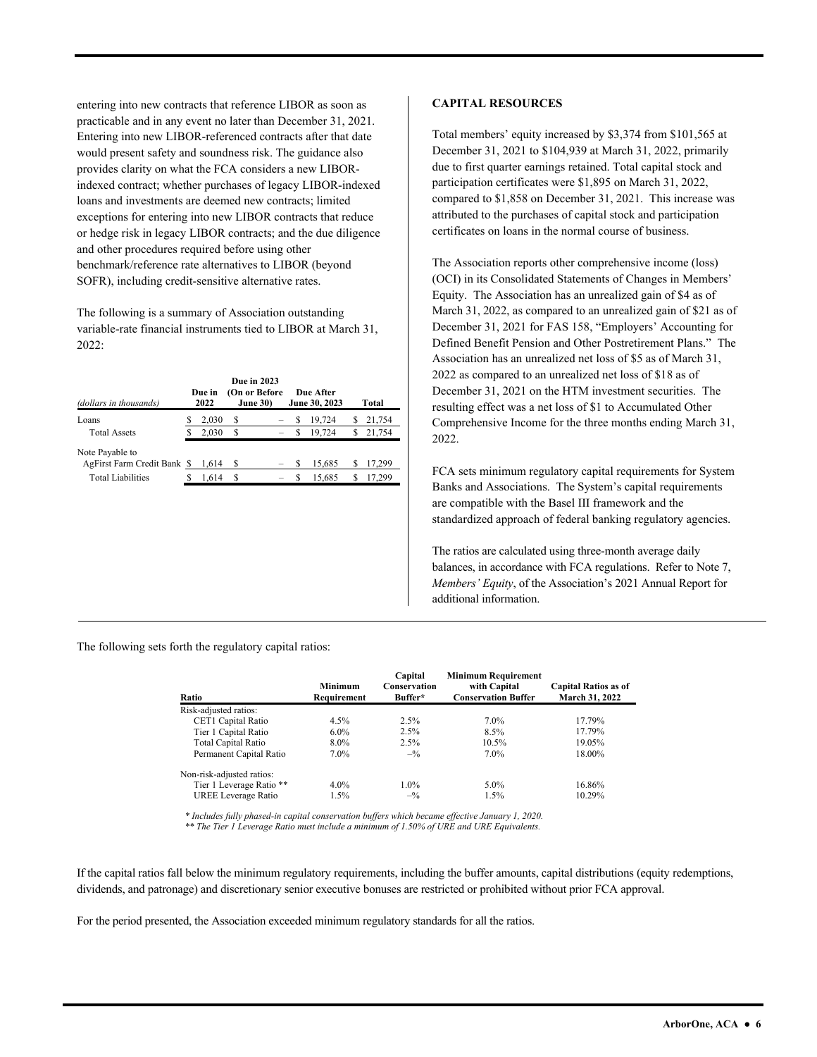entering into new contracts that reference LIBOR as soon as practicable and in any event no later than December 31, 2021. Entering into new LIBOR-referenced contracts after that date would present safety and soundness risk. The guidance also provides clarity on what the FCA considers a new LIBOR-indexed contract; whether purchases of legacy LIBOR-indexed loans and investments are deemed new contracts; limited exceptions for entering into new LIBOR contracts that reduce or hedge risk in legacy LIBOR contracts; and the due diligence and other procedures required before using other benchmark/reference rate alternatives to LIBOR (beyond SOFR), including credit-sensitive alternative rates.

The following is a summary of Association outstanding variable-rate financial instruments tied to LIBOR at March 31, 2022:

| *(dollars in thousands)* | Due in 2022 | Due in 2023 (On or Before June 30) | Due After June 30, 2023 | Total |
|---|---|---|---|---|
| Loans | $ 2,030 | $ – | $ 19,724 | $ 21,754 |
| Total Assets | $ 2,030 | $ – | $ 19,724 | $ 21,754 |
| Note Payable to AgFirst Farm Credit Bank | $ 1,614 | $ – | $ 15,685 | $ 17,299 |
| Total Liabilities | $ 1,614 | $ – | $ 15,685 | $ 17,299 |

## CAPITAL RESOURCES

Total members' equity increased by $3,374 from $101,565 at December 31, 2021 to $104,939 at March 31, 2022, primarily due to first quarter earnings retained. Total capital stock and participation certificates were $1,895 on March 31, 2022, compared to $1,858 on December 31, 2021. This increase was attributed to the purchases of capital stock and participation certificates on loans in the normal course of business.

The Association reports other comprehensive income (loss) (OCI) in its Consolidated Statements of Changes in Members' Equity. The Association has an unrealized gain of $4 as of March 31, 2022, as compared to an unrealized gain of $21 as of December 31, 2021 for FAS 158, "Employers' Accounting for Defined Benefit Pension and Other Postretirement Plans." The Association has an unrealized net loss of $5 as of March 31, 2022 as compared to an unrealized net loss of $18 as of December 31, 2021 on the HTM investment securities. The resulting effect was a net loss of $1 to Accumulated Other Comprehensive Income for the three months ending March 31, 2022.

FCA sets minimum regulatory capital requirements for System Banks and Associations. The System's capital requirements are compatible with the Basel III framework and the standardized approach of federal banking regulatory agencies.

The ratios are calculated using three-month average daily balances, in accordance with FCA regulations. Refer to Note 7, *Members' Equity*, of the Association's 2021 Annual Report for additional information.

The following sets forth the regulatory capital ratios:

| Ratio | Minimum Requirement | Capital Conservation Buffer* | Minimum Requirement with Capital Conservation Buffer | Capital Ratios as of March 31, 2022 |
|---|---|---|---|---|
| Risk-adjusted ratios: | | | | |
| CET1 Capital Ratio | 4.5% | 2.5% | 7.0% | 17.79% |
| Tier 1 Capital Ratio | 6.0% | 2.5% | 8.5% | 17.79% |
| Total Capital Ratio | 8.0% | 2.5% | 10.5% | 19.05% |
| Permanent Capital Ratio | 7.0% | –% | 7.0% | 18.00% |
| Non-risk-adjusted ratios: | | | | |
| Tier 1 Leverage Ratio ** | 4.0% | 1.0% | 5.0% | 16.86% |
| UREE Leverage Ratio | 1.5% | –% | 1.5% | 10.29% |

*\* Includes fully phased-in capital conservation buffers which became effective January 1, 2020.*
*\*\* The Tier 1 Leverage Ratio must include a minimum of 1.50% of URE and URE Equivalents.*

If the capital ratios fall below the minimum regulatory requirements, including the buffer amounts, capital distributions (equity redemptions, dividends, and patronage) and discretionary senior executive bonuses are restricted or prohibited without prior FCA approval.

For the period presented, the Association exceeded minimum regulatory standards for all the ratios.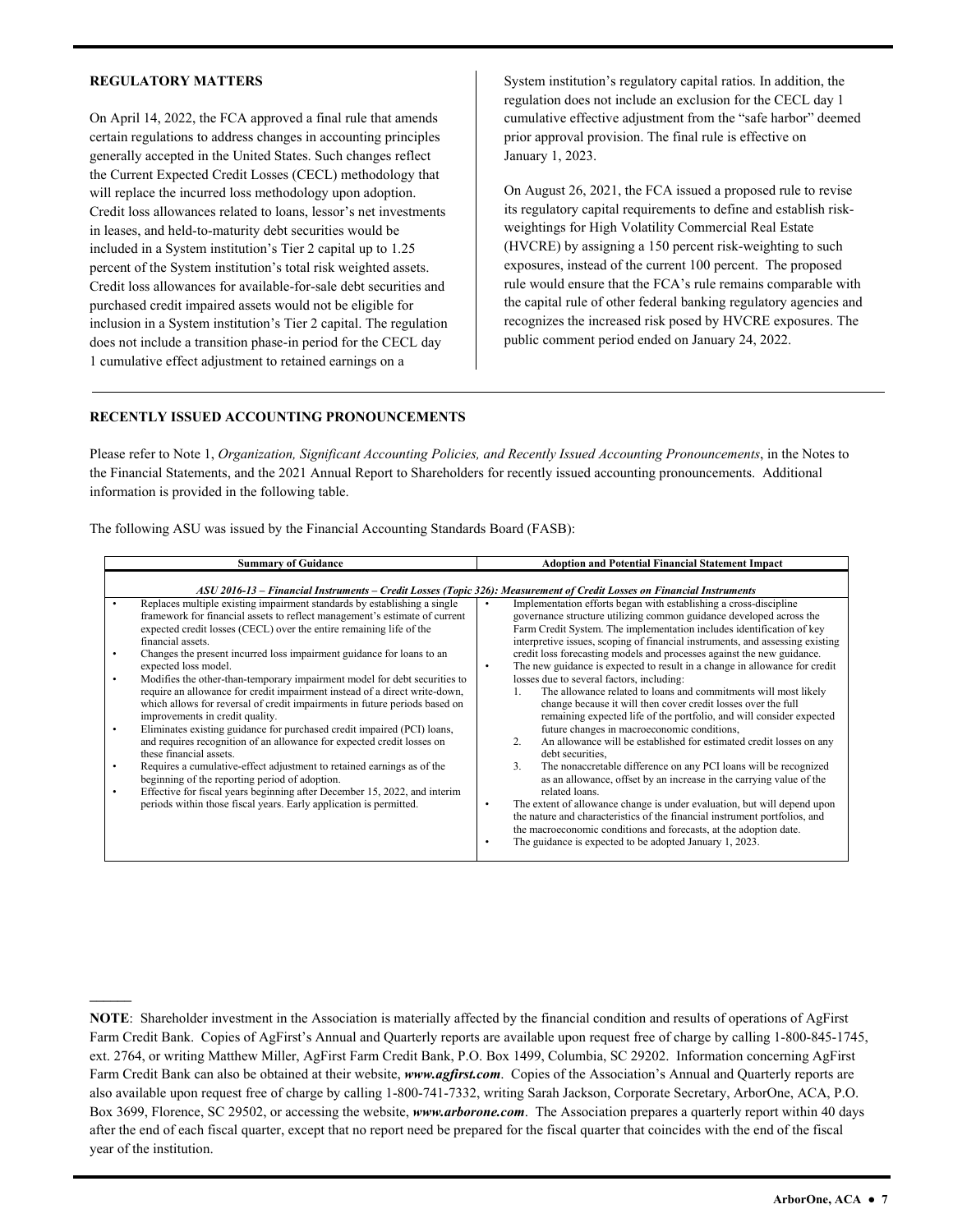## REGULATORY MATTERS

On April 14, 2022, the FCA approved a final rule that amends certain regulations to address changes in accounting principles generally accepted in the United States. Such changes reflect the Current Expected Credit Losses (CECL) methodology that will replace the incurred loss methodology upon adoption. Credit loss allowances related to loans, lessor's net investments in leases, and held-to-maturity debt securities would be included in a System institution's Tier 2 capital up to 1.25 percent of the System institution's total risk weighted assets. Credit loss allowances for available-for-sale debt securities and purchased credit impaired assets would not be eligible for inclusion in a System institution's Tier 2 capital. The regulation does not include a transition phase-in period for the CECL day 1 cumulative effect adjustment to retained earnings on a System institution's regulatory capital ratios. In addition, the regulation does not include an exclusion for the CECL day 1 cumulative effective adjustment from the "safe harbor" deemed prior approval provision. The final rule is effective on January 1, 2023.

On August 26, 2021, the FCA issued a proposed rule to revise its regulatory capital requirements to define and establish risk-weightings for High Volatility Commercial Real Estate (HVCRE) by assigning a 150 percent risk-weighting to such exposures, instead of the current 100 percent. The proposed rule would ensure that the FCA's rule remains comparable with the capital rule of other federal banking regulatory agencies and recognizes the increased risk posed by HVCRE exposures. The public comment period ended on January 24, 2022.

## RECENTLY ISSUED ACCOUNTING PRONOUNCEMENTS

Please refer to Note 1, *Organization, Significant Accounting Policies, and Recently Issued Accounting Pronouncements*, in the Notes to the Financial Statements, and the 2021 Annual Report to Shareholders for recently issued accounting pronouncements. Additional information is provided in the following table.

The following ASU was issued by the Financial Accounting Standards Board (FASB):

| Summary of Guidance | Adoption and Potential Financial Statement Impact |
|---|---|
| ***ASU 2016-13 – Financial Instruments – Credit Losses (Topic 326): Measurement of Credit Losses on Financial Instruments*** | |
| • Replaces multiple existing impairment standards by establishing a single framework for financial assets to reflect management's estimate of current expected credit losses (CECL) over the entire remaining life of the financial assets.<br>• Changes the present incurred loss impairment guidance for loans to an expected loss model.<br>• Modifies the other-than-temporary impairment model for debt securities to require an allowance for credit impairment instead of a direct write-down, which allows for reversal of credit impairments in future periods based on improvements in credit quality.<br>• Eliminates existing guidance for purchased credit impaired (PCI) loans, and requires recognition of an allowance for expected credit losses on these financial assets.<br>• Requires a cumulative-effect adjustment to retained earnings as of the beginning of the reporting period of adoption.<br>• Effective for fiscal years beginning after December 15, 2022, and interim periods within those fiscal years. Early application is permitted. | • Implementation efforts began with establishing a cross-discipline governance structure utilizing common guidance developed across the Farm Credit System. The implementation includes identification of key interpretive issues, scoping of financial instruments, and assessing existing credit loss forecasting models and processes against the new guidance.<br>• The new guidance is expected to result in a change in allowance for credit losses due to several factors, including:<br>1. The allowance related to loans and commitments will most likely change because it will then cover credit losses over the full remaining expected life of the portfolio, and will consider expected future changes in macroeconomic conditions,<br>2. An allowance will be established for estimated credit losses on any debt securities,<br>3. The nonaccretable difference on any PCI loans will be recognized as an allowance, offset by an increase in the carrying value of the related loans.<br>• The extent of allowance change is under evaluation, but will depend upon the nature and characteristics of the financial instrument portfolios, and the macroeconomic conditions and forecasts, at the adoption date.<br>• The guidance is expected to be adopted January 1, 2023. |

**NOTE**: Shareholder investment in the Association is materially affected by the financial condition and results of operations of AgFirst Farm Credit Bank. Copies of AgFirst's Annual and Quarterly reports are available upon request free of charge by calling 1-800-845-1745, ext. 2764, or writing Matthew Miller, AgFirst Farm Credit Bank, P.O. Box 1499, Columbia, SC 29202. Information concerning AgFirst Farm Credit Bank can also be obtained at their website, ***www.agfirst.com***. Copies of the Association's Annual and Quarterly reports are also available upon request free of charge by calling 1-800-741-7332, writing Sarah Jackson, Corporate Secretary, ArborOne, ACA, P.O. Box 3699, Florence, SC 29502, or accessing the website, ***www.arborone.com***. The Association prepares a quarterly report within 40 days after the end of each fiscal quarter, except that no report need be prepared for the fiscal quarter that coincides with the end of the fiscal year of the institution.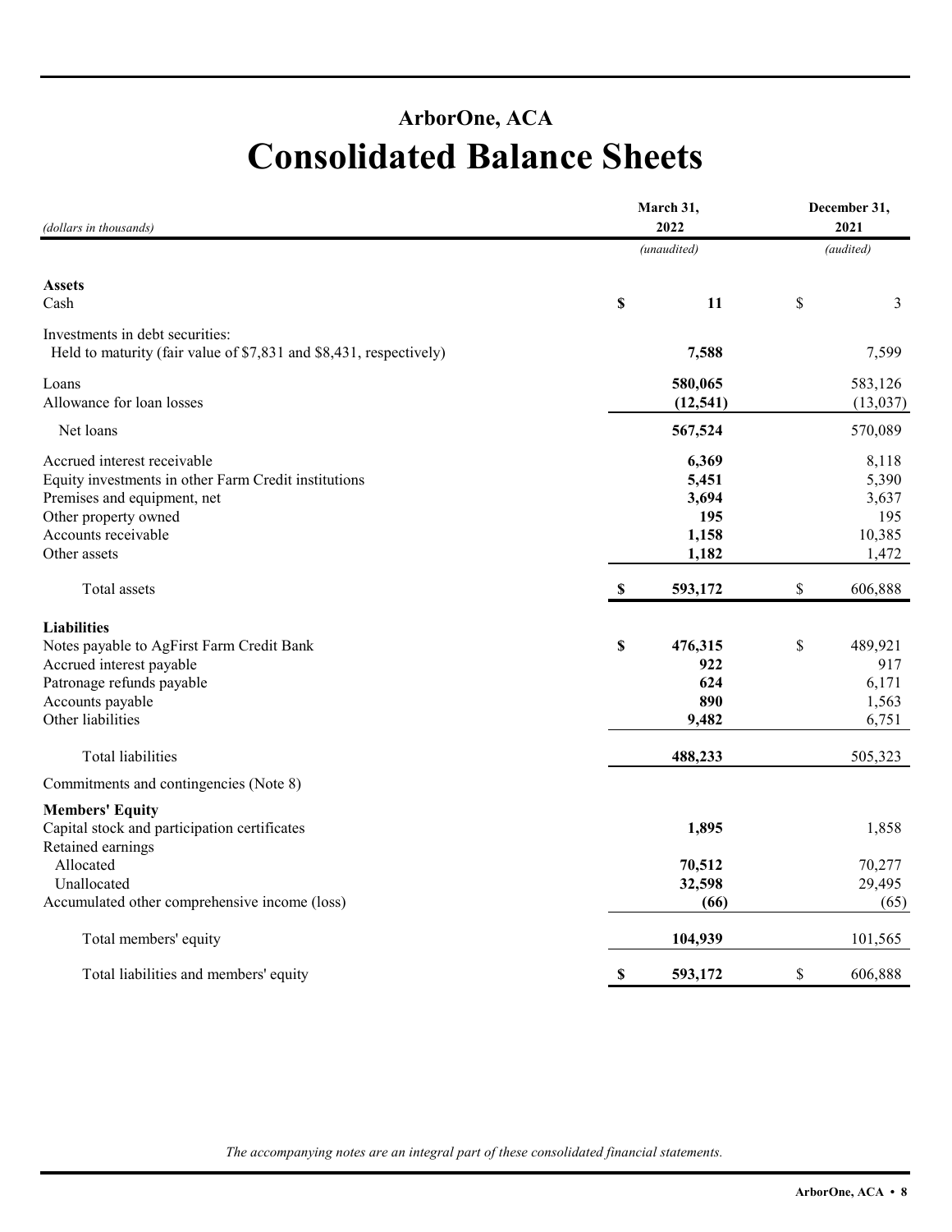## ArborOne, ACA

# Consolidated Balance Sheets

| *(dollars in thousands)* | March 31, 2022 *(unaudited)* | December 31, 2021 *(audited)* |
|---|---|---|
| **Assets** | | |
| Cash | **$ 11** | $ 3 |
| Investments in debt securities: | | |
| Held to maturity (fair value of $7,831 and $8,431, respectively) | **7,588** | 7,599 |
| Loans | **580,065** | 583,126 |
| Allowance for loan losses | **(12,541)** | (13,037) |
| Net loans | **567,524** | 570,089 |
| Accrued interest receivable | **6,369** | 8,118 |
| Equity investments in other Farm Credit institutions | **5,451** | 5,390 |
| Premises and equipment, net | **3,694** | 3,637 |
| Other property owned | **195** | 195 |
| Accounts receivable | **1,158** | 10,385 |
| Other assets | **1,182** | 1,472 |
| Total assets | **$ 593,172** | $ 606,888 |
| **Liabilities** | | |
| Notes payable to AgFirst Farm Credit Bank | **$ 476,315** | $ 489,921 |
| Accrued interest payable | **922** | 917 |
| Patronage refunds payable | **624** | 6,171 |
| Accounts payable | **890** | 1,563 |
| Other liabilities | **9,482** | 6,751 |
| Total liabilities | **488,233** | 505,323 |
| Commitments and contingencies (Note 8) | | |
| **Members' Equity** | | |
| Capital stock and participation certificates | **1,895** | 1,858 |
| Retained earnings | | |
| Allocated | **70,512** | 70,277 |
| Unallocated | **32,598** | 29,495 |
| Accumulated other comprehensive income (loss) | **(66)** | (65) |
| Total members' equity | **104,939** | 101,565 |
| Total liabilities and members' equity | **$ 593,172** | $ 606,888 |

*The accompanying notes are an integral part of these consolidated financial statements.*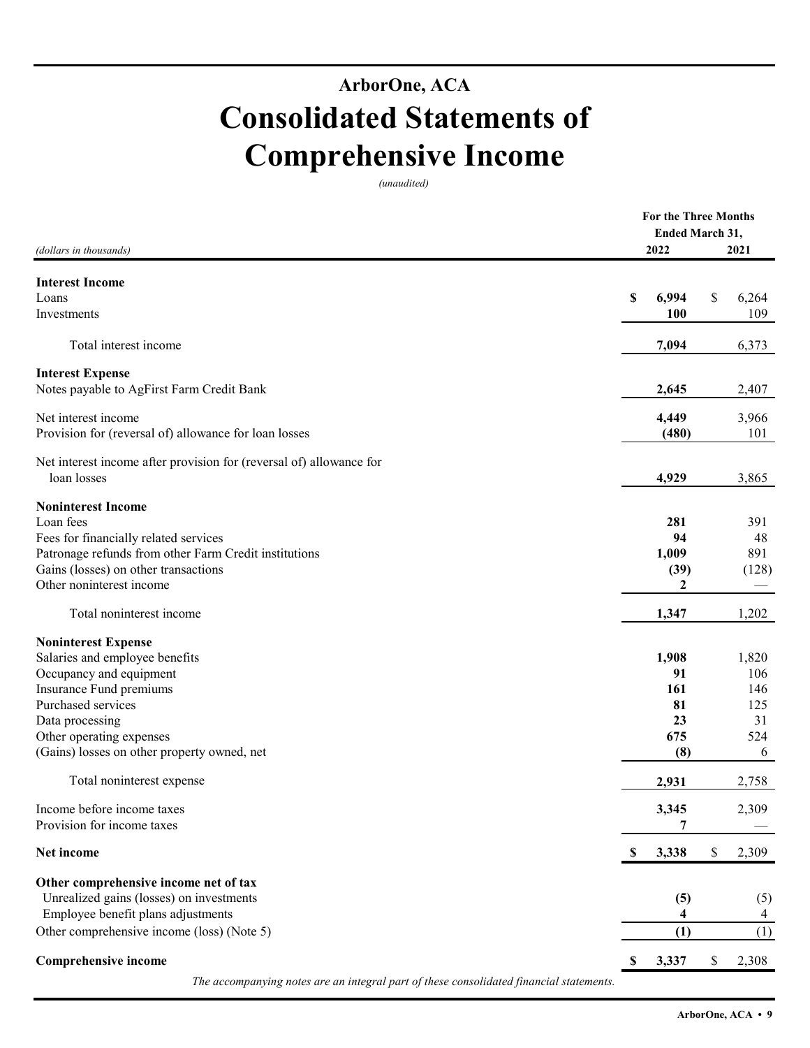# ArborOne, ACA

# Consolidated Statements of Comprehensive Income

*(unaudited)*

| *(dollars in thousands)* | For the Three Months Ended March 31, 2022 | 2021 |
|---|---|---|
| **Interest Income** | | |
| Loans | **$ 6,994** | $ 6,264 |
| Investments | **100** | 109 |
| Total interest income | **7,094** | 6,373 |
| **Interest Expense** | | |
| Notes payable to AgFirst Farm Credit Bank | **2,645** | 2,407 |
| Net interest income | **4,449** | 3,966 |
| Provision for (reversal of) allowance for loan losses | **(480)** | 101 |
| Net interest income after provision for (reversal of) allowance for loan losses | **4,929** | 3,865 |
| **Noninterest Income** | | |
| Loan fees | **281** | 391 |
| Fees for financially related services | **94** | 48 |
| Patronage refunds from other Farm Credit institutions | **1,009** | 891 |
| Gains (losses) on other transactions | **(39)** | (128) |
| Other noninterest income | **2** | — |
| Total noninterest income | **1,347** | 1,202 |
| **Noninterest Expense** | | |
| Salaries and employee benefits | **1,908** | 1,820 |
| Occupancy and equipment | **91** | 106 |
| Insurance Fund premiums | **161** | 146 |
| Purchased services | **81** | 125 |
| Data processing | **23** | 31 |
| Other operating expenses | **675** | 524 |
| (Gains) losses on other property owned, net | **(8)** | 6 |
| Total noninterest expense | **2,931** | 2,758 |
| Income before income taxes | **3,345** | 2,309 |
| Provision for income taxes | **7** | — |
| **Net income** | **$ 3,338** | $ 2,309 |
| **Other comprehensive income net of tax** | | |
| Unrealized gains (losses) on investments | **(5)** | (5) |
| Employee benefit plans adjustments | **4** | 4 |
| Other comprehensive income (loss) (Note 5) | **(1)** | (1) |
| **Comprehensive income** | **$ 3,337** | $ 2,308 |

*The accompanying notes are an integral part of these consolidated financial statements.*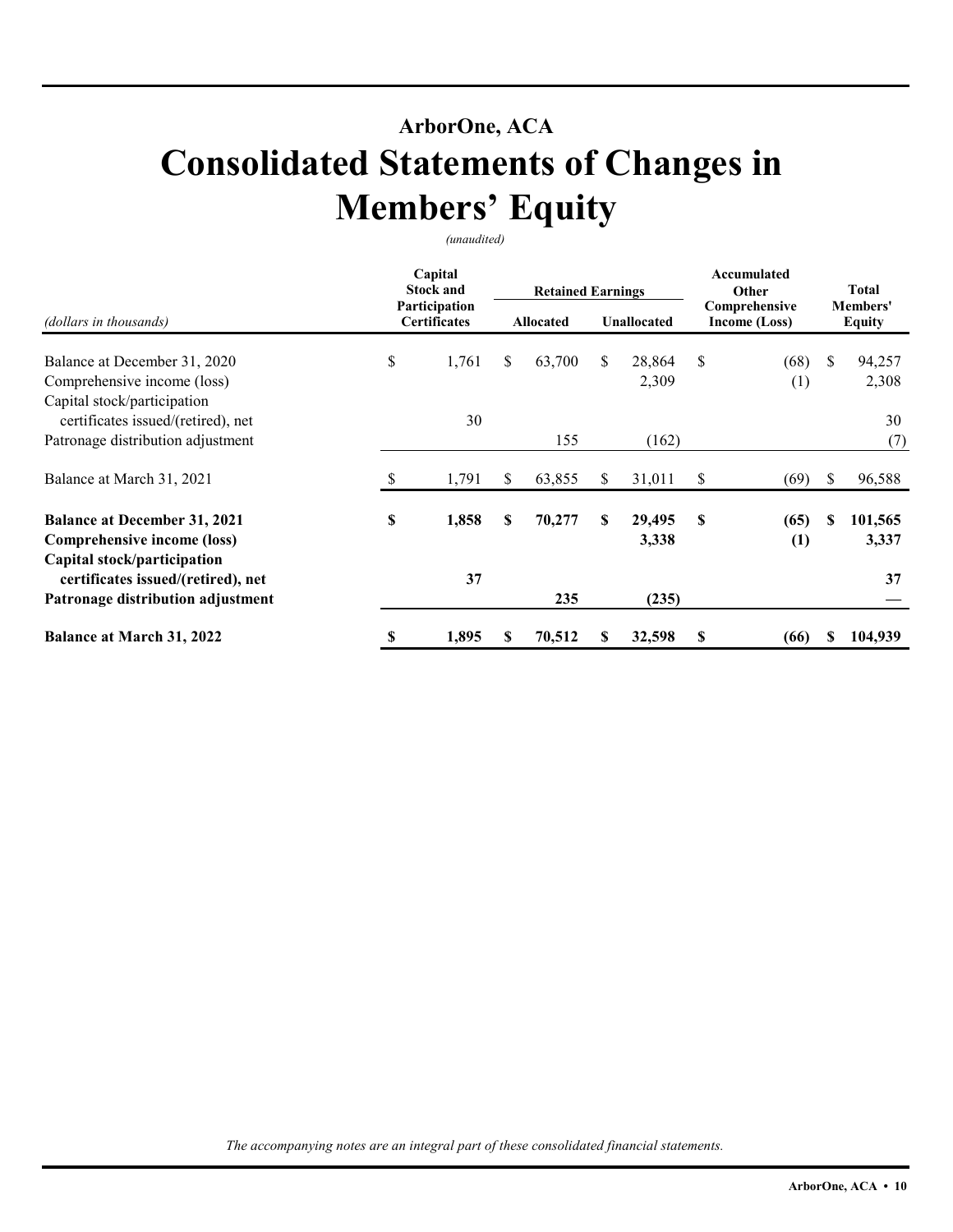## ArborOne, ACA

# Consolidated Statements of Changes in Members' Equity

*(unaudited)*

| *(dollars in thousands)* | Capital Stock and Participation Certificates | Retained Earnings | | Accumulated Other Comprehensive Income (Loss) | Total Members' Equity |
|---|---|---|---|---|---|
| | | Allocated | Unallocated | | |
| Balance at December 31, 2020 | $ 1,761 | $ 63,700 | $ 28,864 | $ (68) | $ 94,257 |
| Comprehensive income (loss) | | | 2,309 | (1) | 2,308 |
| Capital stock/participation certificates issued/(retired), net | 30 | | | | 30 |
| Patronage distribution adjustment | | 155 | (162) | | (7) |
| Balance at March 31, 2021 | $ 1,791 | $ 63,855 | $ 31,011 | $ (69) | $ 96,588 |
| **Balance at December 31, 2021** | **$ 1,858** | **$ 70,277** | **$ 29,495** | **$ (65)** | **$ 101,565** |
| **Comprehensive income (loss)** | | | **3,338** | **(1)** | **3,337** |
| **Capital stock/participation certificates issued/(retired), net** | **37** | | | | **37** |
| **Patronage distribution adjustment** | | **235** | **(235)** | | **—** |
| **Balance at March 31, 2022** | **$ 1,895** | **$ 70,512** | **$ 32,598** | **$ (66)** | **$ 104,939** |

*The accompanying notes are an integral part of these consolidated financial statements.*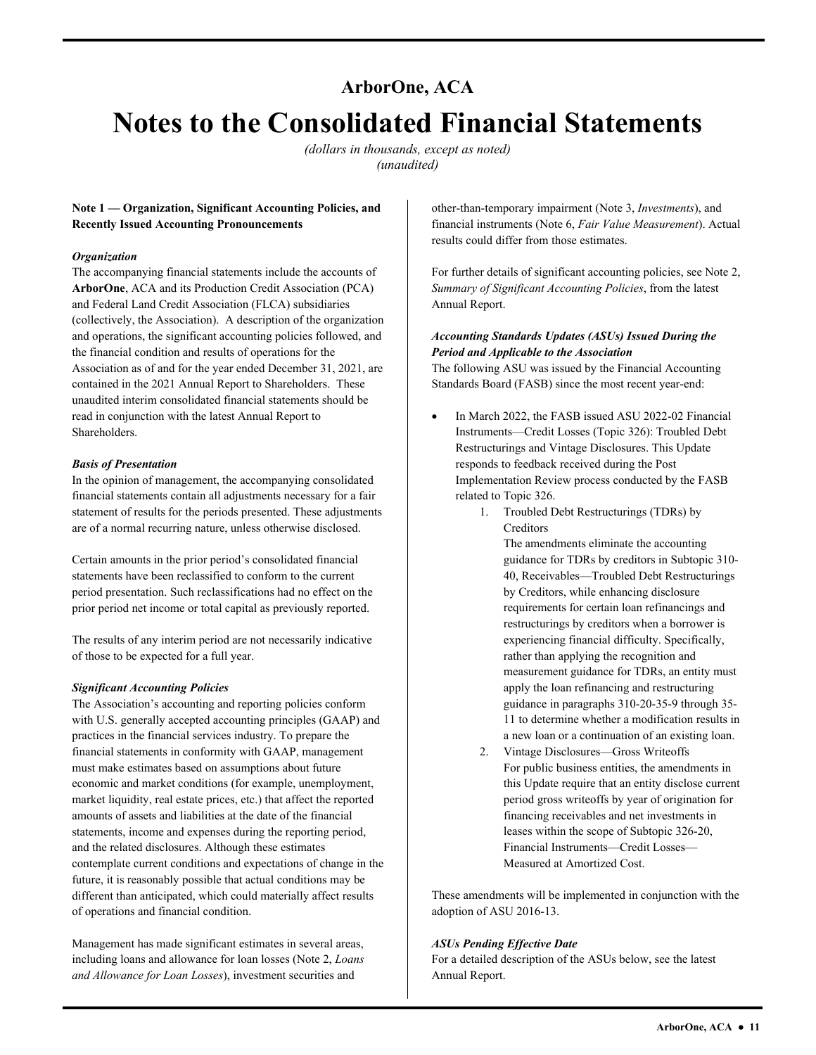## ArborOne, ACA

# Notes to the Consolidated Financial Statements

*(dollars in thousands, except as noted)*
*(unaudited)*

**Note 1 — Organization, Significant Accounting Policies, and Recently Issued Accounting Pronouncements**

***Organization***

The accompanying financial statements include the accounts of **ArborOne**, ACA and its Production Credit Association (PCA) and Federal Land Credit Association (FLCA) subsidiaries (collectively, the Association). A description of the organization and operations, the significant accounting policies followed, and the financial condition and results of operations for the Association as of and for the year ended December 31, 2021, are contained in the 2021 Annual Report to Shareholders. These unaudited interim consolidated financial statements should be read in conjunction with the latest Annual Report to Shareholders.

***Basis of Presentation***

In the opinion of management, the accompanying consolidated financial statements contain all adjustments necessary for a fair statement of results for the periods presented. These adjustments are of a normal recurring nature, unless otherwise disclosed.

Certain amounts in the prior period's consolidated financial statements have been reclassified to conform to the current period presentation. Such reclassifications had no effect on the prior period net income or total capital as previously reported.

The results of any interim period are not necessarily indicative of those to be expected for a full year.

***Significant Accounting Policies***

The Association's accounting and reporting policies conform with U.S. generally accepted accounting principles (GAAP) and practices in the financial services industry. To prepare the financial statements in conformity with GAAP, management must make estimates based on assumptions about future economic and market conditions (for example, unemployment, market liquidity, real estate prices, etc.) that affect the reported amounts of assets and liabilities at the date of the financial statements, income and expenses during the reporting period, and the related disclosures. Although these estimates contemplate current conditions and expectations of change in the future, it is reasonably possible that actual conditions may be different than anticipated, which could materially affect results of operations and financial condition.

Management has made significant estimates in several areas, including loans and allowance for loan losses (Note 2, *Loans and Allowance for Loan Losses*), investment securities and other-than-temporary impairment (Note 3, *Investments*), and financial instruments (Note 6, *Fair Value Measurement*). Actual results could differ from those estimates.

For further details of significant accounting policies, see Note 2, *Summary of Significant Accounting Policies*, from the latest Annual Report.

***Accounting Standards Updates (ASUs) Issued During the Period and Applicable to the Association***

The following ASU was issued by the Financial Accounting Standards Board (FASB) since the most recent year-end:

- In March 2022, the FASB issued ASU 2022-02 Financial Instruments—Credit Losses (Topic 326): Troubled Debt Restructurings and Vintage Disclosures. This Update responds to feedback received during the Post Implementation Review process conducted by the FASB related to Topic 326.
  1. Troubled Debt Restructurings (TDRs) by Creditors
     The amendments eliminate the accounting guidance for TDRs by creditors in Subtopic 310-40, Receivables—Troubled Debt Restructurings by Creditors, while enhancing disclosure requirements for certain loan refinancings and restructurings by creditors when a borrower is experiencing financial difficulty. Specifically, rather than applying the recognition and measurement guidance for TDRs, an entity must apply the loan refinancing and restructuring guidance in paragraphs 310-20-35-9 through 35-11 to determine whether a modification results in a new loan or a continuation of an existing loan.
  2. Vintage Disclosures—Gross Writeoffs
     For public business entities, the amendments in this Update require that an entity disclose current period gross writeoffs by year of origination for financing receivables and net investments in leases within the scope of Subtopic 326-20, Financial Instruments—Credit Losses—Measured at Amortized Cost.

These amendments will be implemented in conjunction with the adoption of ASU 2016-13.

***ASUs Pending Effective Date***

For a detailed description of the ASUs below, see the latest Annual Report.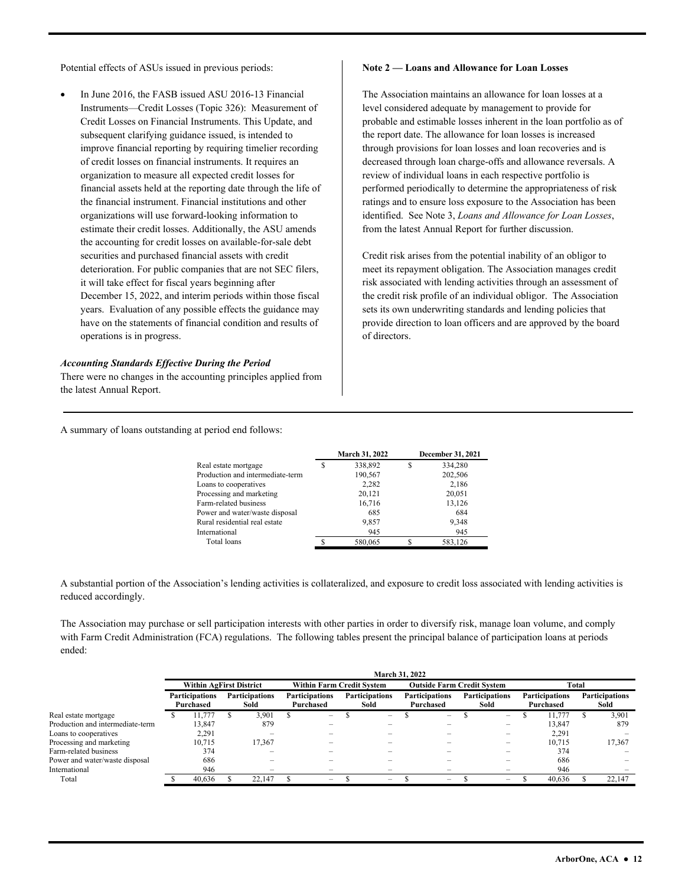Potential effects of ASUs issued in previous periods:

- In June 2016, the FASB issued ASU 2016-13 Financial Instruments—Credit Losses (Topic 326): Measurement of Credit Losses on Financial Instruments. This Update, and subsequent clarifying guidance issued, is intended to improve financial reporting by requiring timelier recording of credit losses on financial instruments. It requires an organization to measure all expected credit losses for financial assets held at the reporting date through the life of the financial instrument. Financial institutions and other organizations will use forward-looking information to estimate their credit losses. Additionally, the ASU amends the accounting for credit losses on available-for-sale debt securities and purchased financial assets with credit deterioration. For public companies that are not SEC filers, it will take effect for fiscal years beginning after December 15, 2022, and interim periods within those fiscal years. Evaluation of any possible effects the guidance may have on the statements of financial condition and results of operations is in progress.

***Accounting Standards Effective During the Period***

There were no changes in the accounting principles applied from the latest Annual Report.

**Note 2 — Loans and Allowance for Loan Losses**

The Association maintains an allowance for loan losses at a level considered adequate by management to provide for probable and estimable losses inherent in the loan portfolio as of the report date. The allowance for loan losses is increased through provisions for loan losses and loan recoveries and is decreased through loan charge-offs and allowance reversals. A review of individual loans in each respective portfolio is performed periodically to determine the appropriateness of risk ratings and to ensure loss exposure to the Association has been identified. See Note 3, *Loans and Allowance for Loan Losses*, from the latest Annual Report for further discussion.

Credit risk arises from the potential inability of an obligor to meet its repayment obligation. The Association manages credit risk associated with lending activities through an assessment of the credit risk profile of an individual obligor. The Association sets its own underwriting standards and lending policies that provide direction to loan officers and are approved by the board of directors.

A summary of loans outstanding at period end follows:

| | March 31, 2022 | December 31, 2021 |
|---|---|---|
| Real estate mortgage | $ 338,892 | $ 334,280 |
| Production and intermediate-term | 190,567 | 202,506 |
| Loans to cooperatives | 2,282 | 2,186 |
| Processing and marketing | 20,121 | 20,051 |
| Farm-related business | 16,716 | 13,126 |
| Power and water/waste disposal | 685 | 684 |
| Rural residential real estate | 9,857 | 9,348 |
| International | 945 | 945 |
| Total loans | $ 580,065 | $ 583,126 |

A substantial portion of the Association's lending activities is collateralized, and exposure to credit loss associated with lending activities is reduced accordingly.

The Association may purchase or sell participation interests with other parties in order to diversify risk, manage loan volume, and comply with Farm Credit Administration (FCA) regulations. The following tables present the principal balance of participation loans at periods ended:

| | March 31, 2022 | | | | | | | |
|---|---|---|---|---|---|---|---|---|
| | Within AgFirst District | | Within Farm Credit System | | Outside Farm Credit System | | Total | |
| | Participations Purchased | Participations Sold | Participations Purchased | Participations Sold | Participations Purchased | Participations Sold | Participations Purchased | Participations Sold |
| Real estate mortgage | $ 11,777 | $ 3,901 | $ – | $ – | $ – | $ – | $ 11,777 | $ 3,901 |
| Production and intermediate-term | 13,847 | 879 | – | – | – | – | 13,847 | 879 |
| Loans to cooperatives | 2,291 | – | – | – | – | – | 2,291 | – |
| Processing and marketing | 10,715 | 17,367 | – | – | – | – | 10,715 | 17,367 |
| Farm-related business | 374 | – | – | – | – | – | 374 | – |
| Power and water/waste disposal | 686 | – | – | – | – | – | 686 | – |
| International | 946 | – | – | – | – | – | 946 | – |
| Total | $ 40,636 | $ 22,147 | $ – | $ – | $ – | $ – | $ 40,636 | $ 22,147 |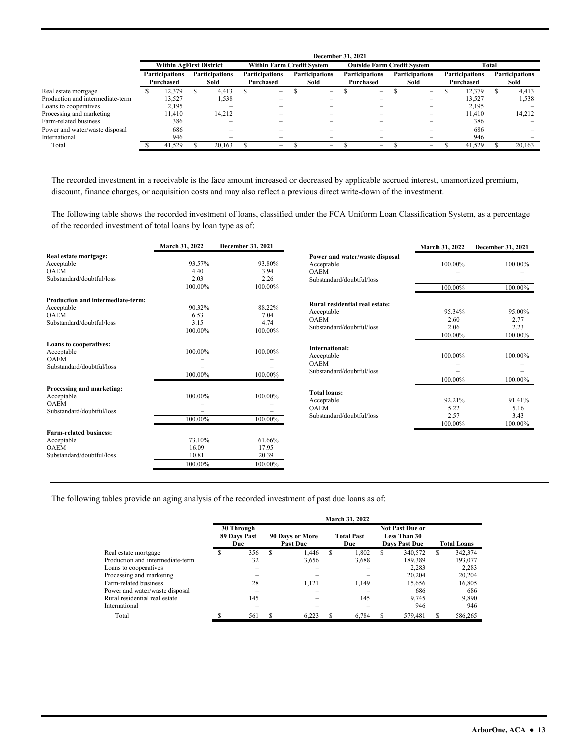| | December 31, 2021 | | | | | | | |
|---|---|---|---|---|---|---|---|---|
| | Within AgFirst District | | Within Farm Credit System | | Outside Farm Credit System | | Total | |
| | Participations Purchased | Participations Sold | Participations Purchased | Participations Sold | Participations Purchased | Participations Sold | Participations Purchased | Participations Sold |
| Real estate mortgage | $ 12,379 | $ 4,413 | $ – | $ – | $ – | $ – | $ 12,379 | $ 4,413 |
| Production and intermediate-term | 13,527 | 1,538 | – | – | – | – | 13,527 | 1,538 |
| Loans to cooperatives | 2,195 | – | – | – | – | – | 2,195 | – |
| Processing and marketing | 11,410 | 14,212 | – | – | – | – | 11,410 | 14,212 |
| Farm-related business | 386 | – | – | – | – | – | 386 | – |
| Power and water/waste disposal | 686 | – | – | – | – | – | 686 | – |
| International | 946 | – | – | – | – | – | 946 | – |
| Total | $ 41,529 | $ 20,163 | $ – | $ – | $ – | $ – | $ 41,529 | $ 20,163 |

The recorded investment in a receivable is the face amount increased or decreased by applicable accrued interest, unamortized premium, discount, finance charges, or acquisition costs and may also reflect a previous direct write-down of the investment.

The following table shows the recorded investment of loans, classified under the FCA Uniform Loan Classification System, as a percentage of the recorded investment of total loans by loan type as of:

| | March 31, 2022 | December 31, 2021 |
|---|---|---|
| **Real estate mortgage:** | | |
| Acceptable | 93.57% | 93.80% |
| OAEM | 4.40 | 3.94 |
| Substandard/doubtful/loss | 2.03 | 2.26 |
| | 100.00% | 100.00% |
| **Production and intermediate-term:** | | |
| Acceptable | 90.32% | 88.22% |
| OAEM | 6.53 | 7.04 |
| Substandard/doubtful/loss | 3.15 | 4.74 |
| | 100.00% | 100.00% |
| **Loans to cooperatives:** | | |
| Acceptable | 100.00% | 100.00% |
| OAEM | – | – |
| Substandard/doubtful/loss | – | – |
| | 100.00% | 100.00% |
| **Processing and marketing:** | | |
| Acceptable | 100.00% | 100.00% |
| OAEM | – | – |
| Substandard/doubtful/loss | – | – |
| | 100.00% | 100.00% |
| **Farm-related business:** | | |
| Acceptable | 73.10% | 61.66% |
| OAEM | 16.09 | 17.95 |
| Substandard/doubtful/loss | 10.81 | 20.39 |
| | 100.00% | 100.00% |

| | March 31, 2022 | December 31, 2021 |
|---|---|---|
| **Power and water/waste disposal** | | |
| Acceptable | 100.00% | 100.00% |
| OAEM | – | – |
| Substandard/doubtful/loss | – | – |
| | 100.00% | 100.00% |
| **Rural residential real estate:** | | |
| Acceptable | 95.34% | 95.00% |
| OAEM | 2.60 | 2.77 |
| Substandard/doubtful/loss | 2.06 | 2.23 |
| | 100.00% | 100.00% |
| **International:** | | |
| Acceptable | 100.00% | 100.00% |
| OAEM | – | – |
| Substandard/doubtful/loss | – | – |
| | 100.00% | 100.00% |
| **Total loans:** | | |
| Acceptable | 92.21% | 91.41% |
| OAEM | 5.22 | 5.16 |
| Substandard/doubtful/loss | 2.57 | 3.43 |
| | 100.00% | 100.00% |

The following tables provide an aging analysis of the recorded investment of past due loans as of:

| | March 31, 2022 | | | | |
|---|---|---|---|---|---|
| | 30 Through 89 Days Past Due | 90 Days or More Past Due | Total Past Due | Not Past Due or Less Than 30 Days Past Due | Total Loans |
| Real estate mortgage | $ 356 | $ 1,446 | $ 1,802 | $ 340,572 | $ 342,374 |
| Production and intermediate-term | 32 | 3,656 | 3,688 | 189,389 | 193,077 |
| Loans to cooperatives | – | – | – | 2,283 | 2,283 |
| Processing and marketing | – | – | – | 20,204 | 20,204 |
| Farm-related business | 28 | 1,121 | 1,149 | 15,656 | 16,805 |
| Power and water/waste disposal | – | – | – | 686 | 686 |
| Rural residential real estate | 145 | – | 145 | 9,745 | 9,890 |
| International | – | – | – | 946 | 946 |
| Total | $ 561 | $ 6,223 | $ 6,784 | $ 579,481 | $ 586,265 |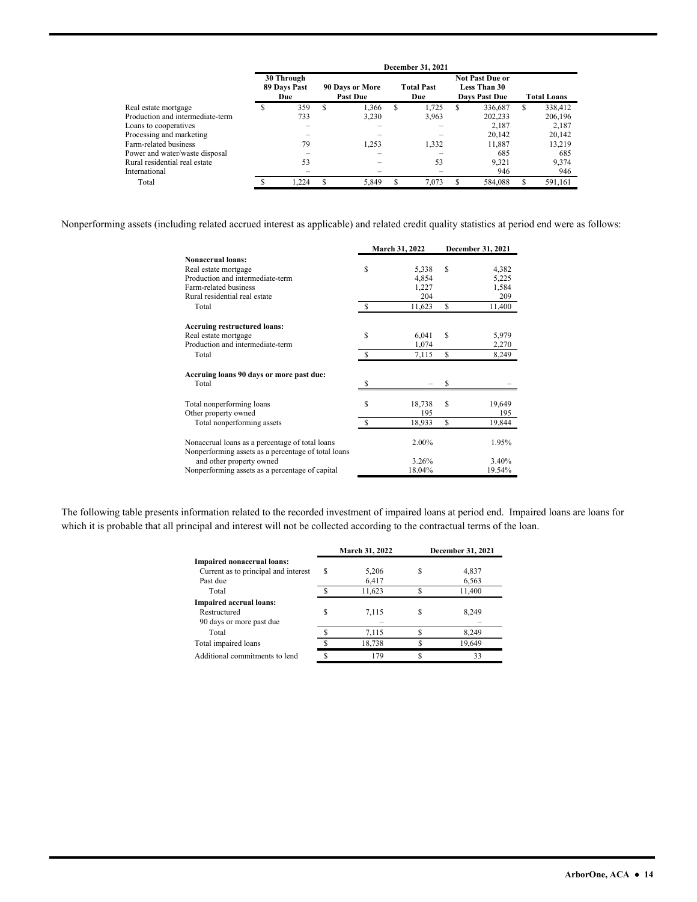| | December 31, 2021 | | | | |
|---|---|---|---|---|---|
| | 30 Through 89 Days Past Due | 90 Days or More Past Due | Total Past Due | Not Past Due or Less Than 30 Days Past Due | Total Loans |
| Real estate mortgage | $ 359 | $ 1,366 | $ 1,725 | $ 336,687 | $ 338,412 |
| Production and intermediate-term | 733 | 3,230 | 3,963 | 202,233 | 206,196 |
| Loans to cooperatives | – | – | – | 2,187 | 2,187 |
| Processing and marketing | – | – | – | 20,142 | 20,142 |
| Farm-related business | 79 | 1,253 | 1,332 | 11,887 | 13,219 |
| Power and water/waste disposal | – | – | – | 685 | 685 |
| Rural residential real estate | 53 | – | 53 | 9,321 | 9,374 |
| International | – | – | – | 946 | 946 |
| Total | $ 1,224 | $ 5,849 | $ 7,073 | $ 584,088 | $ 591,161 |

Nonperforming assets (including related accrued interest as applicable) and related credit quality statistics at period end were as follows:

| | March 31, 2022 | December 31, 2021 |
|---|---|---|
| **Nonaccrual loans:** | | |
| Real estate mortgage | $ 5,338 | $ 4,382 |
| Production and intermediate-term | 4,854 | 5,225 |
| Farm-related business | 1,227 | 1,584 |
| Rural residential real estate | 204 | 209 |
| Total | $ 11,623 | $ 11,400 |
| **Accruing restructured loans:** | | |
| Real estate mortgage | $ 6,041 | $ 5,979 |
| Production and intermediate-term | 1,074 | 2,270 |
| Total | $ 7,115 | $ 8,249 |
| **Accruing loans 90 days or more past due:** | | |
| Total | $ – | $ – |
| Total nonperforming loans | $ 18,738 | $ 19,649 |
| Other property owned | 195 | 195 |
| Total nonperforming assets | $ 18,933 | $ 19,844 |
| Nonaccrual loans as a percentage of total loans | 2.00% | 1.95% |
| Nonperforming assets as a percentage of total loans and other property owned | 3.26% | 3.40% |
| Nonperforming assets as a percentage of capital | 18.04% | 19.54% |

The following table presents information related to the recorded investment of impaired loans at period end. Impaired loans are loans for which it is probable that all principal and interest will not be collected according to the contractual terms of the loan.

| | March 31, 2022 | December 31, 2021 |
|---|---|---|
| **Impaired nonaccrual loans:** | | |
| Current as to principal and interest | $ 5,206 | $ 4,837 |
| Past due | 6,417 | 6,563 |
| Total | $ 11,623 | $ 11,400 |
| **Impaired accrual loans:** | | |
| Restructured | $ 7,115 | $ 8,249 |
| 90 days or more past due | – | – |
| Total | $ 7,115 | $ 8,249 |
| Total impaired loans | $ 18,738 | $ 19,649 |
| Additional commitments to lend | $ 179 | $ 33 |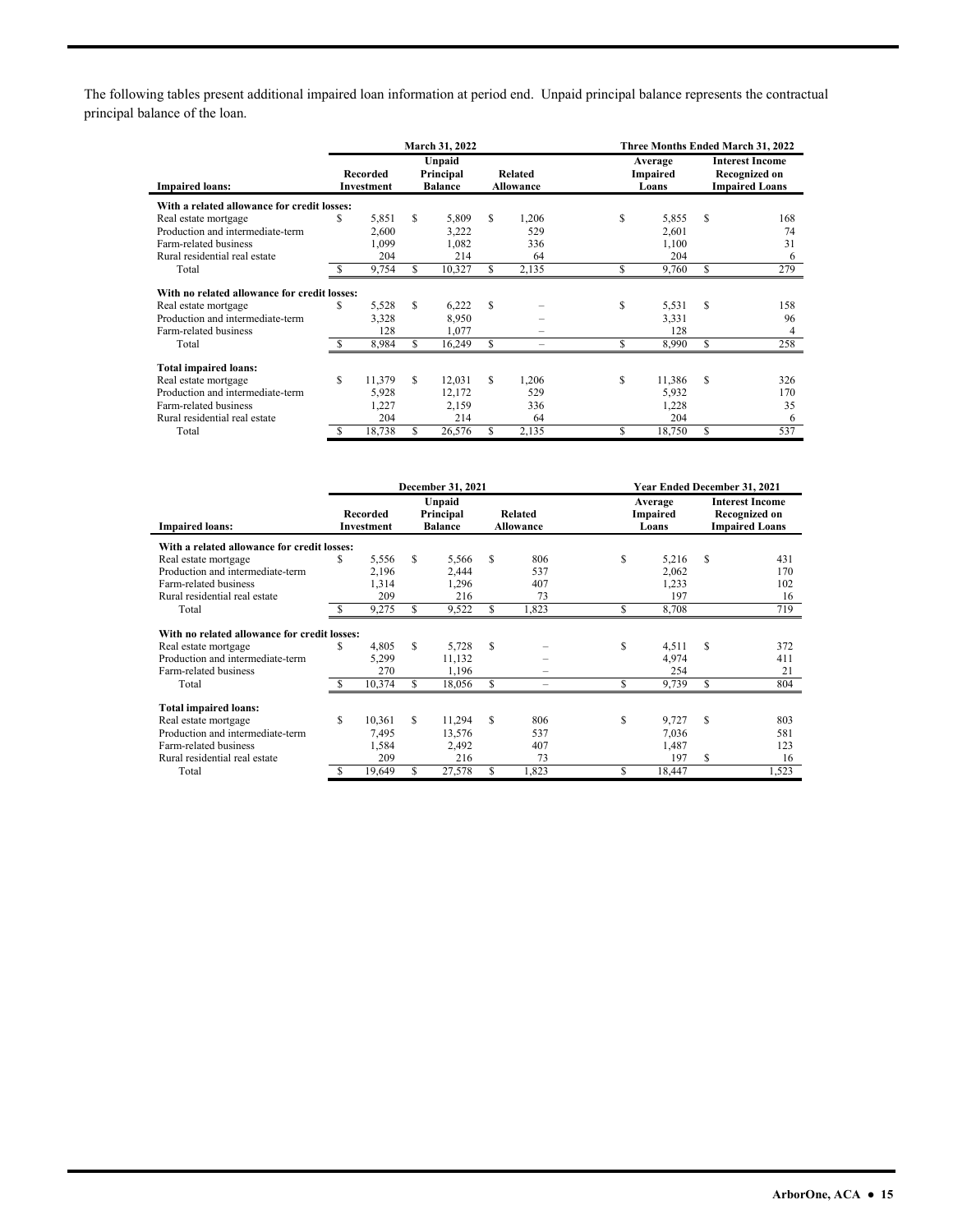The following tables present additional impaired loan information at period end. Unpaid principal balance represents the contractual principal balance of the loan.

| Impaired loans: | March 31, 2022 Recorded Investment | March 31, 2022 Unpaid Principal Balance | March 31, 2022 Related Allowance | Three Months Ended March 31, 2022 Average Impaired Loans | Three Months Ended March 31, 2022 Interest Income Recognized on Impaired Loans |
|---|---|---|---|---|---|
| **With a related allowance for credit losses:** | | | | | |
| Real estate mortgage | $ 5,851 | $ 5,809 | $ 1,206 | $ 5,855 | $ 168 |
| Production and intermediate-term | 2,600 | 3,222 | 529 | 2,601 | 74 |
| Farm-related business | 1,099 | 1,082 | 336 | 1,100 | 31 |
| Rural residential real estate | 204 | 214 | 64 | 204 | 6 |
| Total | $ 9,754 | $ 10,327 | $ 2,135 | $ 9,760 | $ 279 |
| **With no related allowance for credit losses:** | | | | | |
| Real estate mortgage | $ 5,528 | $ 6,222 | $ – | $ 5,531 | $ 158 |
| Production and intermediate-term | 3,328 | 8,950 | – | 3,331 | 96 |
| Farm-related business | 128 | 1,077 | – | 128 | 4 |
| Total | $ 8,984 | $ 16,249 | $ – | $ 8,990 | $ 258 |
| **Total impaired loans:** | | | | | |
| Real estate mortgage | $ 11,379 | $ 12,031 | $ 1,206 | $ 11,386 | $ 326 |
| Production and intermediate-term | 5,928 | 12,172 | 529 | 5,932 | 170 |
| Farm-related business | 1,227 | 2,159 | 336 | 1,228 | 35 |
| Rural residential real estate | 204 | 214 | 64 | 204 | 6 |
| Total | $ 18,738 | $ 26,576 | $ 2,135 | $ 18,750 | $ 537 |

| Impaired loans: | December 31, 2021 Recorded Investment | December 31, 2021 Unpaid Principal Balance | December 31, 2021 Related Allowance | Year Ended December 31, 2021 Average Impaired Loans | Year Ended December 31, 2021 Interest Income Recognized on Impaired Loans |
|---|---|---|---|---|---|
| **With a related allowance for credit losses:** | | | | | |
| Real estate mortgage | $ 5,556 | $ 5,566 | $ 806 | $ 5,216 | $ 431 |
| Production and intermediate-term | 2,196 | 2,444 | 537 | 2,062 | 170 |
| Farm-related business | 1,314 | 1,296 | 407 | 1,233 | 102 |
| Rural residential real estate | 209 | 216 | 73 | 197 | 16 |
| Total | $ 9,275 | $ 9,522 | $ 1,823 | $ 8,708 | 719 |
| **With no related allowance for credit losses:** | | | | | |
| Real estate mortgage | $ 4,805 | $ 5,728 | $ – | $ 4,511 | $ 372 |
| Production and intermediate-term | 5,299 | 11,132 | – | 4,974 | 411 |
| Farm-related business | 270 | 1,196 | – | 254 | 21 |
| Total | $ 10,374 | $ 18,056 | $ – | $ 9,739 | $ 804 |
| **Total impaired loans:** | | | | | |
| Real estate mortgage | $ 10,361 | $ 11,294 | $ 806 | $ 9,727 | $ 803 |
| Production and intermediate-term | 7,495 | 13,576 | 537 | 7,036 | 581 |
| Farm-related business | 1,584 | 2,492 | 407 | 1,487 | 123 |
| Rural residential real estate | 209 | 216 | 73 | 197 | $ 16 |
| Total | $ 19,649 | $ 27,578 | $ 1,823 | $ 18,447 | 1,523 |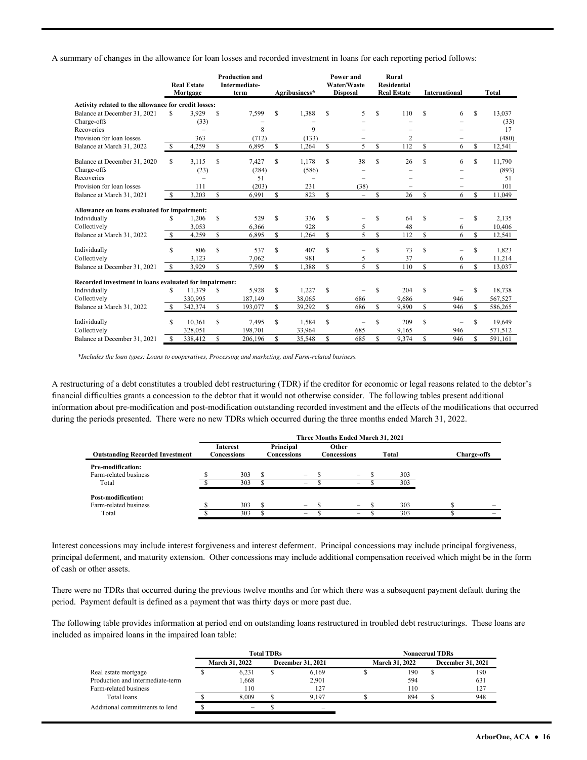A summary of changes in the allowance for loan losses and recorded investment in loans for each reporting period follows:

| | Real Estate Mortgage | Production and Intermediate-term | Agribusiness* | Power and Water/Waste Disposal | Rural Residential Real Estate | International | Total |
|---|---|---|---|---|---|---|---|
| **Activity related to the allowance for credit losses:** | | | | | | | |
| Balance at December 31, 2021 | $ 3,929 | $ 7,599 | $ 1,388 | $ 5 | $ 110 | $ 6 | $ 13,037 |
| Charge-offs | (33) | – | – | – | – | – | (33) |
| Recoveries | – | 8 | 9 | – | – | – | 17 |
| Provision for loan losses | 363 | (712) | (133) | – | 2 | – | (480) |
| Balance at March 31, 2022 | $ 4,259 | $ 6,895 | $ 1,264 | $ 5 | $ 112 | $ 6 | $ 12,541 |
| | | | | | | | |
| Balance at December 31, 2020 | $ 3,115 | $ 7,427 | $ 1,178 | $ 38 | $ 26 | $ 6 | $ 11,790 |
| Charge-offs | (23) | (284) | (586) | – | – | – | (893) |
| Recoveries | – | 51 | – | – | – | – | 51 |
| Provision for loan losses | 111 | (203) | 231 | (38) | – | – | 101 |
| Balance at March 31, 2021 | $ 3,203 | $ 6,991 | $ 823 | $ – | $ 26 | $ 6 | $ 11,049 |
| | | | | | | | |
| **Allowance on loans evaluated for impairment:** | | | | | | | |
| Individually | $ 1,206 | $ 529 | $ 336 | $ – | $ 64 | $ – | $ 2,135 |
| Collectively | 3,053 | 6,366 | 928 | 5 | 48 | 6 | 10,406 |
| Balance at March 31, 2022 | $ 4,259 | $ 6,895 | $ 1,264 | $ 5 | $ 112 | $ 6 | $ 12,541 |
| | | | | | | | |
| Individually | $ 806 | $ 537 | $ 407 | $ – | $ 73 | $ – | $ 1,823 |
| Collectively | 3,123 | 7,062 | 981 | 5 | 37 | 6 | 11,214 |
| Balance at December 31, 2021 | $ 3,929 | $ 7,599 | $ 1,388 | $ 5 | $ 110 | $ 6 | $ 13,037 |
| | | | | | | | |
| **Recorded investment in loans evaluated for impairment:** | | | | | | | |
| Individually | $ 11,379 | $ 5,928 | $ 1,227 | $ – | $ 204 | $ – | $ 18,738 |
| Collectively | 330,995 | 187,149 | 38,065 | 686 | 9,686 | 946 | 567,527 |
| Balance at March 31, 2022 | $ 342,374 | $ 193,077 | $ 39,292 | $ 686 | $ 9,890 | $ 946 | $ 586,265 |
| | | | | | | | |
| Individually | $ 10,361 | $ 7,495 | $ 1,584 | $ – | $ 209 | $ – | $ 19,649 |
| Collectively | 328,051 | 198,701 | 33,964 | 685 | 9,165 | 946 | 571,512 |
| Balance at December 31, 2021 | $ 338,412 | $ 206,196 | $ 35,548 | $ 685 | $ 9,374 | $ 946 | $ 591,161 |

*\*Includes the loan types: Loans to cooperatives, Processing and marketing, and Farm-related business.*

A restructuring of a debt constitutes a troubled debt restructuring (TDR) if the creditor for economic or legal reasons related to the debtor's financial difficulties grants a concession to the debtor that it would not otherwise consider. The following tables present additional information about pre-modification and post-modification outstanding recorded investment and the effects of the modifications that occurred during the periods presented. There were no new TDRs which occurred during the three months ended March 31, 2022.

| | Three Months Ended March 31, 2021 | | | | |
|---|---|---|---|---|---|
| **Outstanding Recorded Investment** | **Interest Concessions** | **Principal Concessions** | **Other Concessions** | **Total** | **Charge-offs** |
| **Pre-modification:** | | | | | |
| Farm-related business | $ 303 | $ – | $ – | $ 303 | |
| Total | $ 303 | $ – | $ – | $ 303 | |
| **Post-modification:** | | | | | |
| Farm-related business | $ 303 | $ – | $ – | $ 303 | $ – |
| Total | $ 303 | $ – | $ – | $ 303 | $ – |

Interest concessions may include interest forgiveness and interest deferment. Principal concessions may include principal forgiveness, principal deferment, and maturity extension. Other concessions may include additional compensation received which might be in the form of cash or other assets.

There were no TDRs that occurred during the previous twelve months and for which there was a subsequent payment default during the period. Payment default is defined as a payment that was thirty days or more past due.

The following table provides information at period end on outstanding loans restructured in troubled debt restructurings. These loans are included as impaired loans in the impaired loan table:

| | Total TDRs | | Nonaccrual TDRs | |
|---|---|---|---|---|
| | **March 31, 2022** | **December 31, 2021** | **March 31, 2022** | **December 31, 2021** |
| Real estate mortgage | $ 6,231 | $ 6,169 | $ 190 | $ 190 |
| Production and intermediate-term | 1,668 | 2,901 | 594 | 631 |
| Farm-related business | 110 | 127 | 110 | 127 |
| Total loans | $ 8,009 | $ 9,197 | $ 894 | $ 948 |
| Additional commitments to lend | $ – | $ – | | |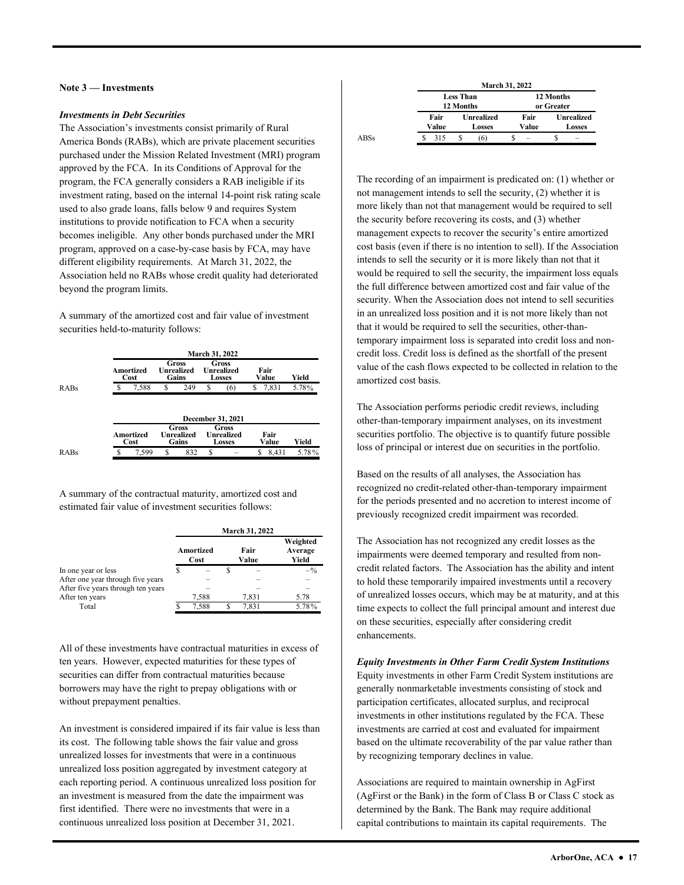## Note 3 — Investments

### *Investments in Debt Securities*

The Association's investments consist primarily of Rural America Bonds (RABs), which are private placement securities purchased under the Mission Related Investment (MRI) program approved by the FCA. In its Conditions of Approval for the program, the FCA generally considers a RAB ineligible if its investment rating, based on the internal 14-point risk rating scale used to also grade loans, falls below 9 and requires System institutions to provide notification to FCA when a security becomes ineligible. Any other bonds purchased under the MRI program, approved on a case-by-case basis by FCA, may have different eligibility requirements. At March 31, 2022, the Association held no RABs whose credit quality had deteriorated beyond the program limits.

A summary of the amortized cost and fair value of investment securities held-to-maturity follows:

| | March 31, 2022 | | | | |
|---|---|---|---|---|---|
| | Amortized Cost | Gross Unrealized Gains | Gross Unrealized Losses | Fair Value | Yield |
| RABs | $ 7,588 | $ 249 | $ (6) | $ 7,831 | 5.78% |

| | December 31, 2021 | | | | |
|---|---|---|---|---|---|
| | Amortized Cost | Gross Unrealized Gains | Gross Unrealized Losses | Fair Value | Yield |
| RABs | $ 7,599 | $ 832 | $ – | $ 8,431 | 5.78% |

A summary of the contractual maturity, amortized cost and estimated fair value of investment securities follows:

| | March 31, 2022 | | |
|---|---|---|---|
| | Amortized Cost | Fair Value | Weighted Average Yield |
| In one year or less | $ – | $ – | –% |
| After one year through five years | – | – | – |
| After five years through ten years | – | – | – |
| After ten years | 7,588 | 7,831 | 5.78 |
| Total | $ 7,588 | $ 7,831 | 5.78% |

All of these investments have contractual maturities in excess of ten years. However, expected maturities for these types of securities can differ from contractual maturities because borrowers may have the right to prepay obligations with or without prepayment penalties.

An investment is considered impaired if its fair value is less than its cost. The following table shows the fair value and gross unrealized losses for investments that were in a continuous unrealized loss position aggregated by investment category at each reporting period. A continuous unrealized loss position for an investment is measured from the date the impairment was first identified. There were no investments that were in a continuous unrealized loss position at December 31, 2021.

| | March 31, 2022 | | | |
|---|---|---|---|---|
| | Less Than 12 Months | | 12 Months or Greater | |
| | Fair Value | Unrealized Losses | Fair Value | Unrealized Losses |
| ABSs | $ 315 | $ (6) | $ – | $ – |

The recording of an impairment is predicated on: (1) whether or not management intends to sell the security, (2) whether it is more likely than not that management would be required to sell the security before recovering its costs, and (3) whether management expects to recover the security's entire amortized cost basis (even if there is no intention to sell). If the Association intends to sell the security or it is more likely than not that it would be required to sell the security, the impairment loss equals the full difference between amortized cost and fair value of the security. When the Association does not intend to sell securities in an unrealized loss position and it is not more likely than not that it would be required to sell the securities, other-than-temporary impairment loss is separated into credit loss and non-credit loss. Credit loss is defined as the shortfall of the present value of the cash flows expected to be collected in relation to the amortized cost basis.

The Association performs periodic credit reviews, including other-than-temporary impairment analyses, on its investment securities portfolio. The objective is to quantify future possible loss of principal or interest due on securities in the portfolio.

Based on the results of all analyses, the Association has recognized no credit-related other-than-temporary impairment for the periods presented and no accretion to interest income of previously recognized credit impairment was recorded.

The Association has not recognized any credit losses as the impairments were deemed temporary and resulted from non-credit related factors. The Association has the ability and intent to hold these temporarily impaired investments until a recovery of unrealized losses occurs, which may be at maturity, and at this time expects to collect the full principal amount and interest due on these securities, especially after considering credit enhancements.

### *Equity Investments in Other Farm Credit System Institutions*

Equity investments in other Farm Credit System institutions are generally nonmarketable investments consisting of stock and participation certificates, allocated surplus, and reciprocal investments in other institutions regulated by the FCA. These investments are carried at cost and evaluated for impairment based on the ultimate recoverability of the par value rather than by recognizing temporary declines in value.

Associations are required to maintain ownership in AgFirst (AgFirst or the Bank) in the form of Class B or Class C stock as determined by the Bank. The Bank may require additional capital contributions to maintain its capital requirements. The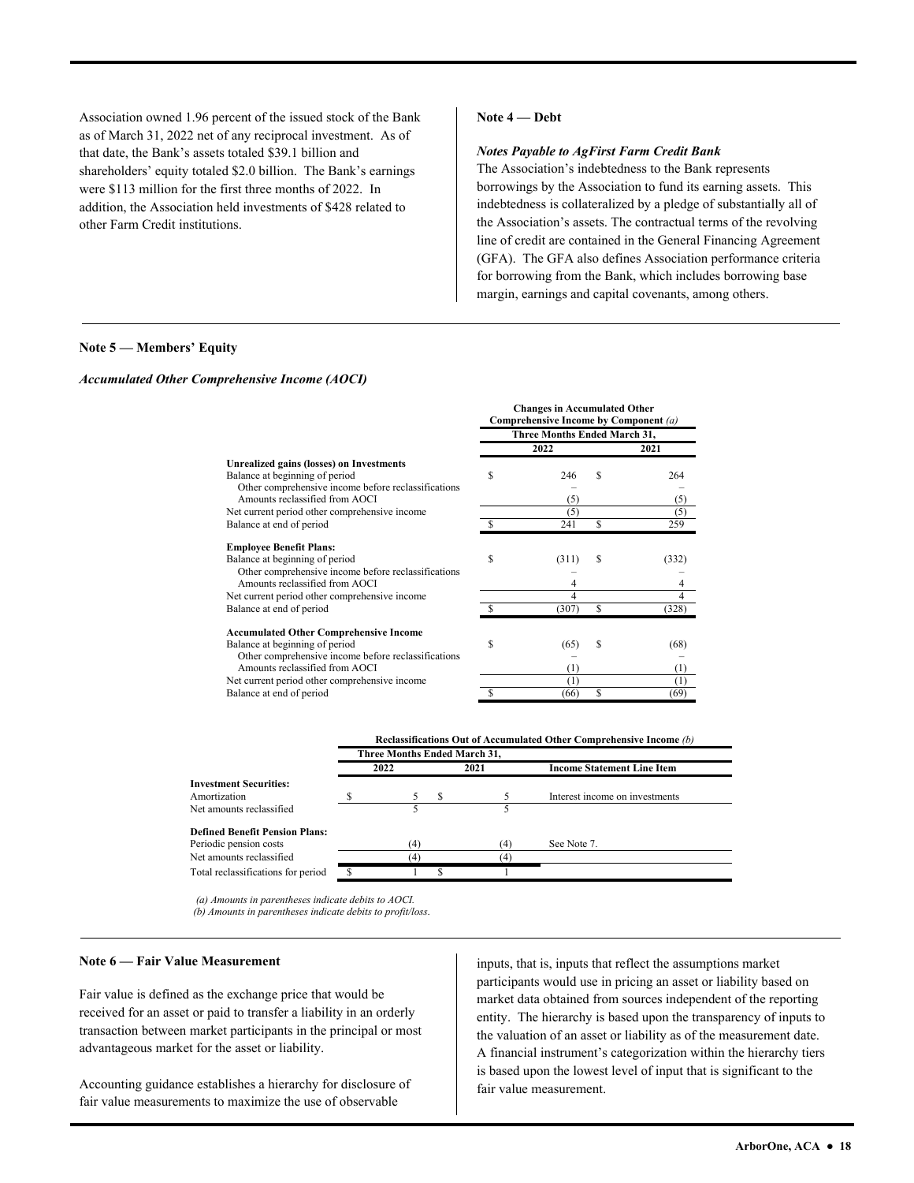Association owned 1.96 percent of the issued stock of the Bank as of March 31, 2022 net of any reciprocal investment. As of that date, the Bank's assets totaled $39.1 billion and shareholders' equity totaled $2.0 billion. The Bank's earnings were $113 million for the first three months of 2022. In addition, the Association held investments of $428 related to other Farm Credit institutions.

## Note 4 — Debt

***Notes Payable to AgFirst Farm Credit Bank***

The Association's indebtedness to the Bank represents borrowings by the Association to fund its earning assets. This indebtedness is collateralized by a pledge of substantially all of the Association's assets. The contractual terms of the revolving line of credit are contained in the General Financing Agreement (GFA). The GFA also defines Association performance criteria for borrowing from the Bank, which includes borrowing base margin, earnings and capital covenants, among others.

## Note 5 — Members' Equity

***Accumulated Other Comprehensive Income (AOCI)***

| | Changes in Accumulated Other Comprehensive Income by Component *(a)* | |
|---|---|---|
| | Three Months Ended March 31, | |
| | 2022 | 2021 |
| **Unrealized gains (losses) on Investments** | | |
| Balance at beginning of period | $ 246 | $ 264 |
| Other comprehensive income before reclassifications | – | – |
| Amounts reclassified from AOCI | (5) | (5) |
| Net current period other comprehensive income | (5) | (5) |
| Balance at end of period | $ 241 | $ 259 |
| **Employee Benefit Plans:** | | |
| Balance at beginning of period | $ (311) | $ (332) |
| Other comprehensive income before reclassifications | – | – |
| Amounts reclassified from AOCI | 4 | 4 |
| Net current period other comprehensive income | 4 | 4 |
| Balance at end of period | $ (307) | $ (328) |
| **Accumulated Other Comprehensive Income** | | |
| Balance at beginning of period | $ (65) | $ (68) |
| Other comprehensive income before reclassifications | – | – |
| Amounts reclassified from AOCI | (1) | (1) |
| Net current period other comprehensive income | (1) | (1) |
| Balance at end of period | $ (66) | $ (69) |

| | Reclassifications Out of Accumulated Other Comprehensive Income *(b)* | | |
|---|---|---|---|
| | Three Months Ended March 31, | | |
| | 2022 | 2021 | Income Statement Line Item |
| **Investment Securities:** | | | |
| Amortization | $ 5 | $ 5 | Interest income on investments |
| Net amounts reclassified | 5 | 5 | |
| **Defined Benefit Pension Plans:** | | | |
| Periodic pension costs | (4) | (4) | See Note 7. |
| Net amounts reclassified | (4) | (4) | |
| Total reclassifications for period | $ 1 | $ 1 | |

*(a) Amounts in parentheses indicate debits to AOCI.*
*(b) Amounts in parentheses indicate debits to profit/loss.*

## Note 6 — Fair Value Measurement

Fair value is defined as the exchange price that would be received for an asset or paid to transfer a liability in an orderly transaction between market participants in the principal or most advantageous market for the asset or liability.

Accounting guidance establishes a hierarchy for disclosure of fair value measurements to maximize the use of observable inputs, that is, inputs that reflect the assumptions market participants would use in pricing an asset or liability based on market data obtained from sources independent of the reporting entity. The hierarchy is based upon the transparency of inputs to the valuation of an asset or liability as of the measurement date. A financial instrument's categorization within the hierarchy tiers is based upon the lowest level of input that is significant to the fair value measurement.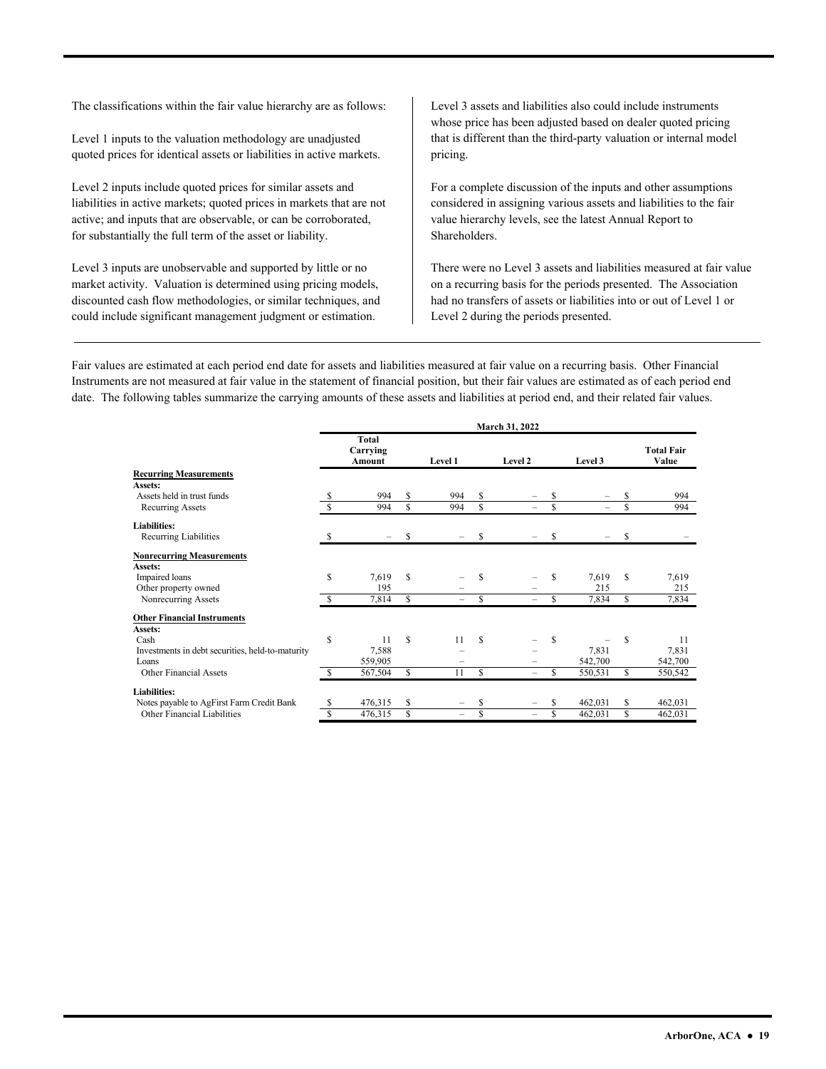The classifications within the fair value hierarchy are as follows:

Level 1 inputs to the valuation methodology are unadjusted quoted prices for identical assets or liabilities in active markets.

Level 2 inputs include quoted prices for similar assets and liabilities in active markets; quoted prices in markets that are not active; and inputs that are observable, or can be corroborated, for substantially the full term of the asset or liability.

Level 3 inputs are unobservable and supported by little or no market activity. Valuation is determined using pricing models, discounted cash flow methodologies, or similar techniques, and could include significant management judgment or estimation.

Level 3 assets and liabilities also could include instruments whose price has been adjusted based on dealer quoted pricing that is different than the third-party valuation or internal model pricing.

For a complete discussion of the inputs and other assumptions considered in assigning various assets and liabilities to the fair value hierarchy levels, see the latest Annual Report to Shareholders.

There were no Level 3 assets and liabilities measured at fair value on a recurring basis for the periods presented. The Association had no transfers of assets or liabilities into or out of Level 1 or Level 2 during the periods presented.

Fair values are estimated at each period end date for assets and liabilities measured at fair value on a recurring basis. Other Financial Instruments are not measured at fair value in the statement of financial position, but their fair values are estimated as of each period end date. The following tables summarize the carrying amounts of these assets and liabilities at period end, and their related fair values.

| | March 31, 2022 | | | | |
|---|---|---|---|---|---|
| | Total Carrying Amount | Level 1 | Level 2 | Level 3 | Total Fair Value |
| **Recurring Measurements** | | | | | |
| **Assets:** | | | | | |
| Assets held in trust funds | $ 994 | $ 994 | $ – | $ – | $ 994 |
| Recurring Assets | $ 994 | $ 994 | $ – | $ – | $ 994 |
| **Liabilities:** | | | | | |
| Recurring Liabilities | $ – | $ – | $ – | $ – | $ – |
| **Nonrecurring Measurements** | | | | | |
| **Assets:** | | | | | |
| Impaired loans | $ 7,619 | $ – | $ – | $ 7,619 | $ 7,619 |
| Other property owned | 195 | – | – | 215 | 215 |
| Nonrecurring Assets | $ 7,814 | $ – | $ – | $ 7,834 | $ 7,834 |
| **Other Financial Instruments** | | | | | |
| **Assets:** | | | | | |
| Cash | $ 11 | $ 11 | $ – | $ – | $ 11 |
| Investments in debt securities, held-to-maturity | 7,588 | – | – | 7,831 | 7,831 |
| Loans | 559,905 | – | – | 542,700 | 542,700 |
| Other Financial Assets | $ 567,504 | $ 11 | $ – | $ 550,531 | $ 550,542 |
| **Liabilities:** | | | | | |
| Notes payable to AgFirst Farm Credit Bank | $ 476,315 | $ – | $ – | $ 462,031 | $ 462,031 |
| Other Financial Liabilities | $ 476,315 | $ – | $ – | $ 462,031 | $ 462,031 |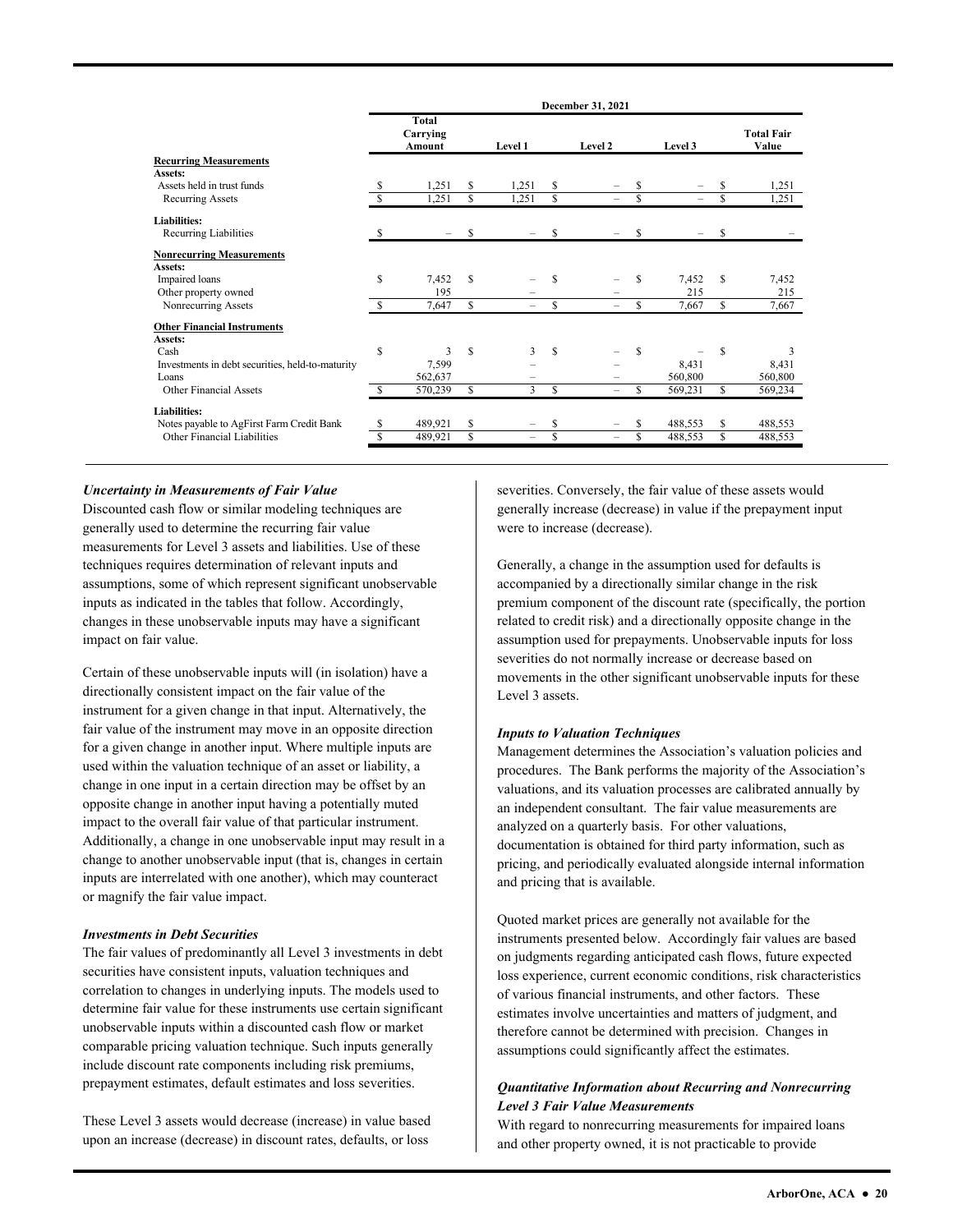| | December 31, 2021 | | | | |
|---|---|---|---|---|---|
| | Total Carrying Amount | Level 1 | Level 2 | Level 3 | Total Fair Value |
| **Recurring Measurements** | | | | | |
| **Assets:** | | | | | |
| Assets held in trust funds | $ 1,251 | $ 1,251 | $ – | $ – | $ 1,251 |
| Recurring Assets | $ 1,251 | $ 1,251 | $ – | $ – | $ 1,251 |
| **Liabilities:** | | | | | |
| Recurring Liabilities | $ – | $ – | $ – | $ – | $ – |
| **Nonrecurring Measurements** | | | | | |
| **Assets:** | | | | | |
| Impaired loans | $ 7,452 | $ – | $ – | $ 7,452 | $ 7,452 |
| Other property owned | 195 | – | – | 215 | 215 |
| Nonrecurring Assets | $ 7,647 | $ – | $ – | $ 7,667 | $ 7,667 |
| **Other Financial Instruments** | | | | | |
| **Assets:** | | | | | |
| Cash | $ 3 | $ 3 | $ – | $ – | $ 3 |
| Investments in debt securities, held-to-maturity | 7,599 | – | – | 8,431 | 8,431 |
| Loans | 562,637 | – | – | 560,800 | 560,800 |
| Other Financial Assets | $ 570,239 | $ 3 | $ – | $ 569,231 | $ 569,234 |
| **Liabilities:** | | | | | |
| Notes payable to AgFirst Farm Credit Bank | $ 489,921 | $ – | $ – | $ 488,553 | $ 488,553 |
| Other Financial Liabilities | $ 489,921 | $ – | $ – | $ 488,553 | $ 488,553 |

***Uncertainty in Measurements of Fair Value***

Discounted cash flow or similar modeling techniques are generally used to determine the recurring fair value measurements for Level 3 assets and liabilities. Use of these techniques requires determination of relevant inputs and assumptions, some of which represent significant unobservable inputs as indicated in the tables that follow. Accordingly, changes in these unobservable inputs may have a significant impact on fair value.

Certain of these unobservable inputs will (in isolation) have a directionally consistent impact on the fair value of the instrument for a given change in that input. Alternatively, the fair value of the instrument may move in an opposite direction for a given change in another input. Where multiple inputs are used within the valuation technique of an asset or liability, a change in one input in a certain direction may be offset by an opposite change in another input having a potentially muted impact to the overall fair value of that particular instrument. Additionally, a change in one unobservable input may result in a change to another unobservable input (that is, changes in certain inputs are interrelated with one another), which may counteract or magnify the fair value impact.

***Investments in Debt Securities***

The fair values of predominantly all Level 3 investments in debt securities have consistent inputs, valuation techniques and correlation to changes in underlying inputs. The models used to determine fair value for these instruments use certain significant unobservable inputs within a discounted cash flow or market comparable pricing valuation technique. Such inputs generally include discount rate components including risk premiums, prepayment estimates, default estimates and loss severities.

These Level 3 assets would decrease (increase) in value based upon an increase (decrease) in discount rates, defaults, or loss severities. Conversely, the fair value of these assets would generally increase (decrease) in value if the prepayment input were to increase (decrease).

Generally, a change in the assumption used for defaults is accompanied by a directionally similar change in the risk premium component of the discount rate (specifically, the portion related to credit risk) and a directionally opposite change in the assumption used for prepayments. Unobservable inputs for loss severities do not normally increase or decrease based on movements in the other significant unobservable inputs for these Level 3 assets.

***Inputs to Valuation Techniques***

Management determines the Association's valuation policies and procedures. The Bank performs the majority of the Association's valuations, and its valuation processes are calibrated annually by an independent consultant. The fair value measurements are analyzed on a quarterly basis. For other valuations, documentation is obtained for third party information, such as pricing, and periodically evaluated alongside internal information and pricing that is available.

Quoted market prices are generally not available for the instruments presented below. Accordingly fair values are based on judgments regarding anticipated cash flows, future expected loss experience, current economic conditions, risk characteristics of various financial instruments, and other factors. These estimates involve uncertainties and matters of judgment, and therefore cannot be determined with precision. Changes in assumptions could significantly affect the estimates.

***Quantitative Information about Recurring and Nonrecurring Level 3 Fair Value Measurements***

With regard to nonrecurring measurements for impaired loans and other property owned, it is not practicable to provide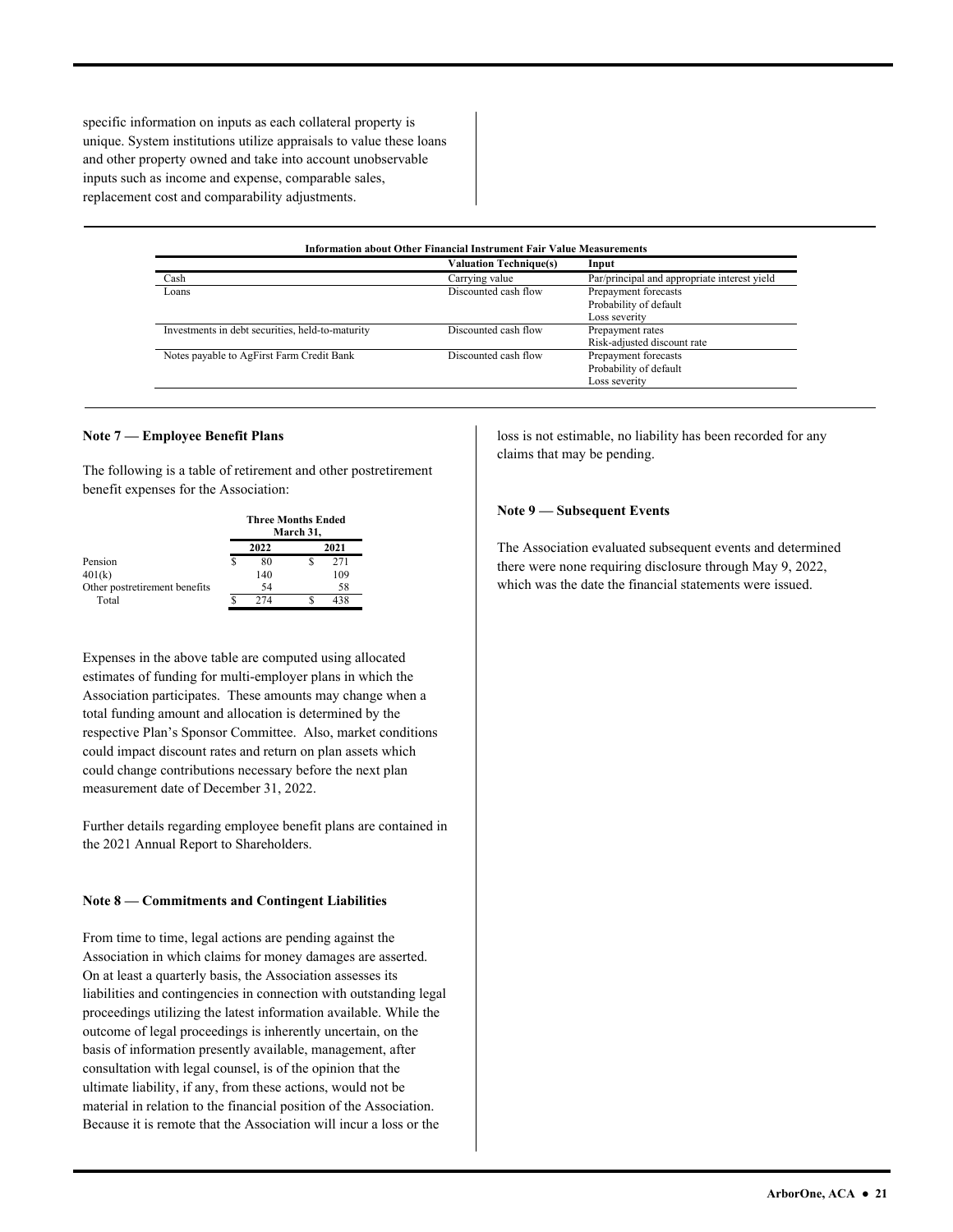specific information on inputs as each collateral property is unique. System institutions utilize appraisals to value these loans and other property owned and take into account unobservable inputs such as income and expense, comparable sales, replacement cost and comparability adjustments.

**Information about Other Financial Instrument Fair Value Measurements**

| | Valuation Technique(s) | Input |
|---|---|---|
| Cash | Carrying value | Par/principal and appropriate interest yield |
| Loans | Discounted cash flow | Prepayment forecasts<br>Probability of default<br>Loss severity |
| Investments in debt securities, held-to-maturity | Discounted cash flow | Prepayment rates<br>Risk-adjusted discount rate |
| Notes payable to AgFirst Farm Credit Bank | Discounted cash flow | Prepayment forecasts<br>Probability of default<br>Loss severity |

### Note 7 — Employee Benefit Plans

The following is a table of retirement and other postretirement benefit expenses for the Association:

| | Three Months Ended March 31, | |
|---|---|---|
| | 2022 | 2021 |
| Pension | $ 80 | $ 271 |
| 401(k) | 140 | 109 |
| Other postretirement benefits | 54 | 58 |
| Total | $ 274 | $ 438 |

Expenses in the above table are computed using allocated estimates of funding for multi-employer plans in which the Association participates. These amounts may change when a total funding amount and allocation is determined by the respective Plan's Sponsor Committee. Also, market conditions could impact discount rates and return on plan assets which could change contributions necessary before the next plan measurement date of December 31, 2022.

Further details regarding employee benefit plans are contained in the 2021 Annual Report to Shareholders.

### Note 8 — Commitments and Contingent Liabilities

From time to time, legal actions are pending against the Association in which claims for money damages are asserted. On at least a quarterly basis, the Association assesses its liabilities and contingencies in connection with outstanding legal proceedings utilizing the latest information available. While the outcome of legal proceedings is inherently uncertain, on the basis of information presently available, management, after consultation with legal counsel, is of the opinion that the ultimate liability, if any, from these actions, would not be material in relation to the financial position of the Association. Because it is remote that the Association will incur a loss or the loss is not estimable, no liability has been recorded for any claims that may be pending.

### Note 9 — Subsequent Events

The Association evaluated subsequent events and determined there were none requiring disclosure through May 9, 2022, which was the date the financial statements were issued.